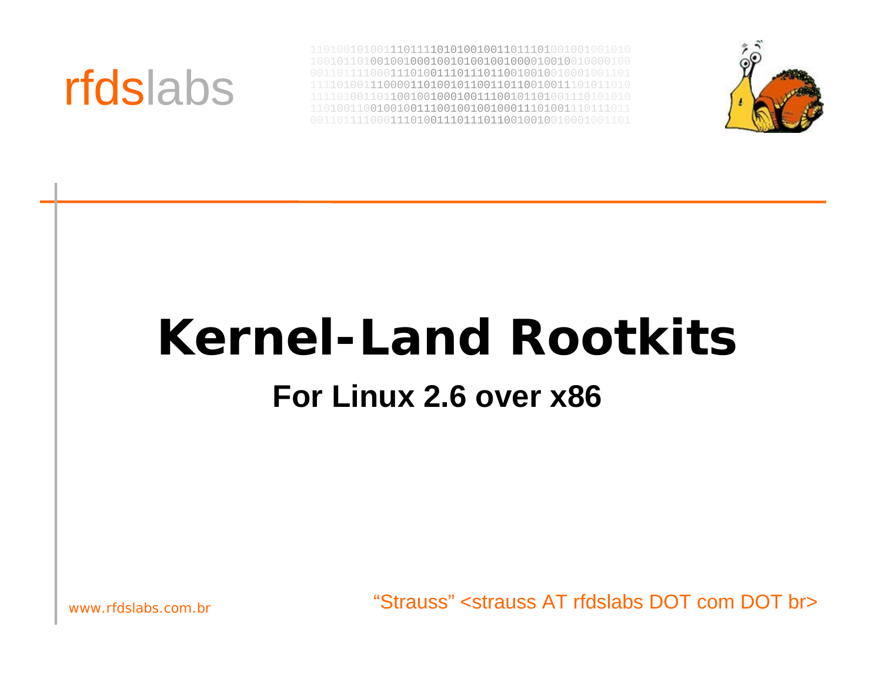rfdslabs

# Kernel-Land Rootkits

## For Linux 2.6 over x86

www.rfdslabs.com.br

"Strauss" <strauss AT rfdslabs DOT com DOT br>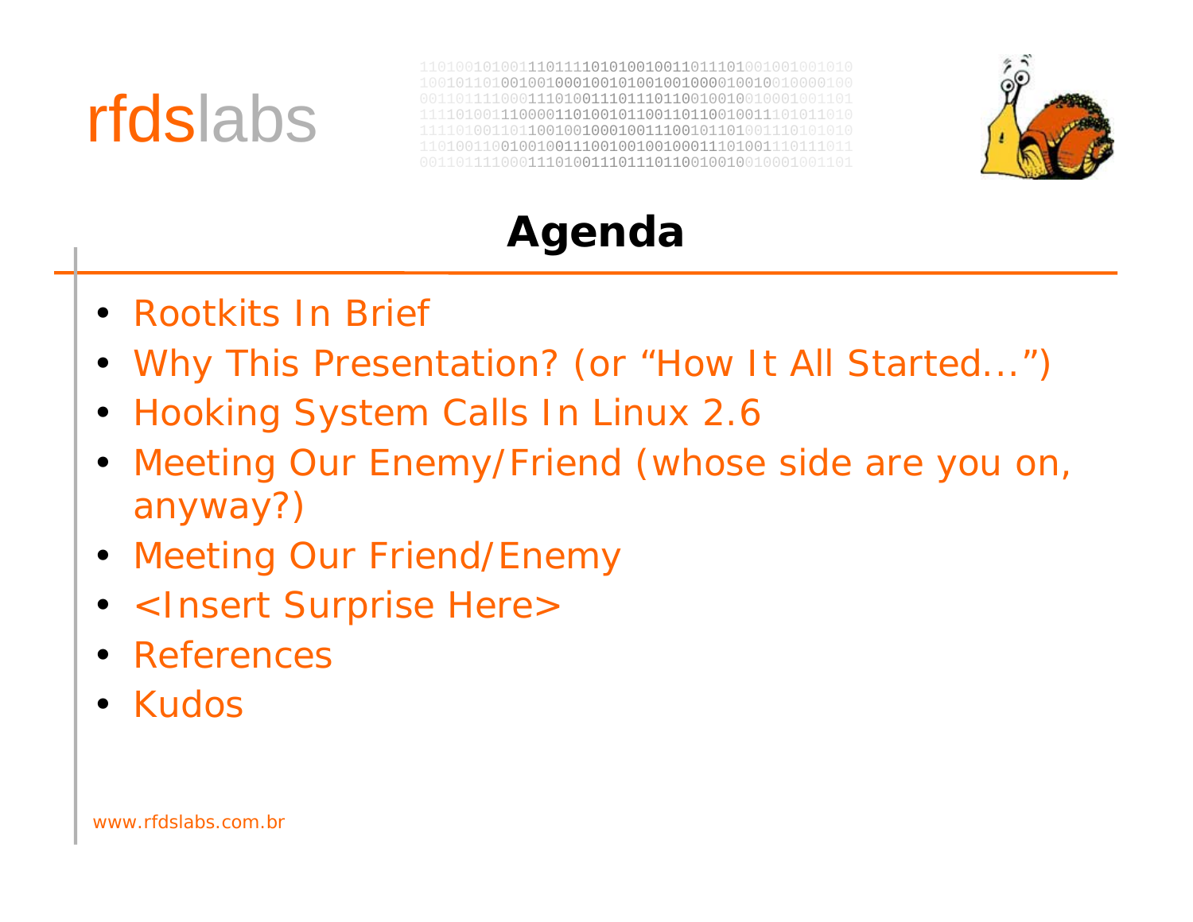# Agenda

- Rootkits In Brief
- Why This Presentation? (or "How It All Started...")
- Hooking System Calls In Linux 2.6
- Meeting Our Enemy/Friend (whose side are you on, anyway?)
- Meeting Our Friend/Enemy
- <Insert Surprise Here>
- References
- Kudos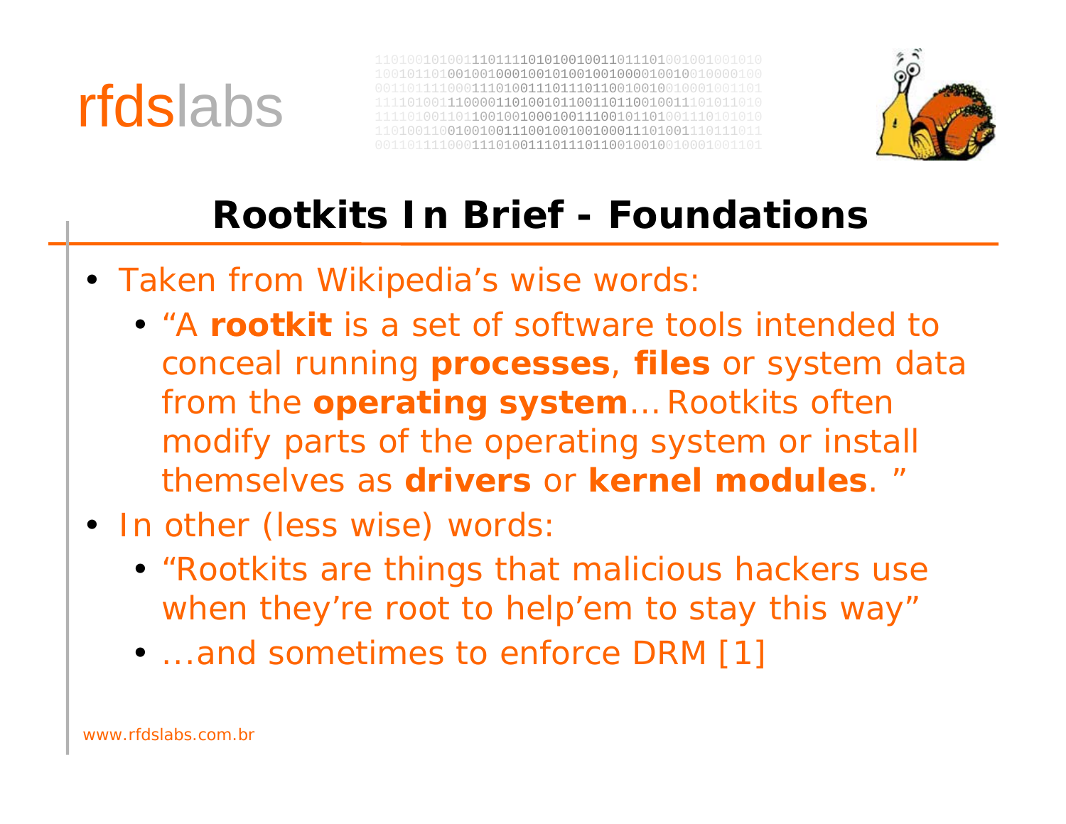# Rootkits In Brief - Foundations

- Taken from Wikipedia's wise words:
  - "A **rootkit** is a set of software tools intended to conceal running **processes**, **files** or system data from the **operating system**… Rootkits often modify parts of the operating system or install themselves as **drivers** or **kernel modules**. "
- In other (less wise) words:
  - "Rootkits are things that malicious hackers use when they're root to help'em to stay this way"
  - …and sometimes to enforce DRM [1]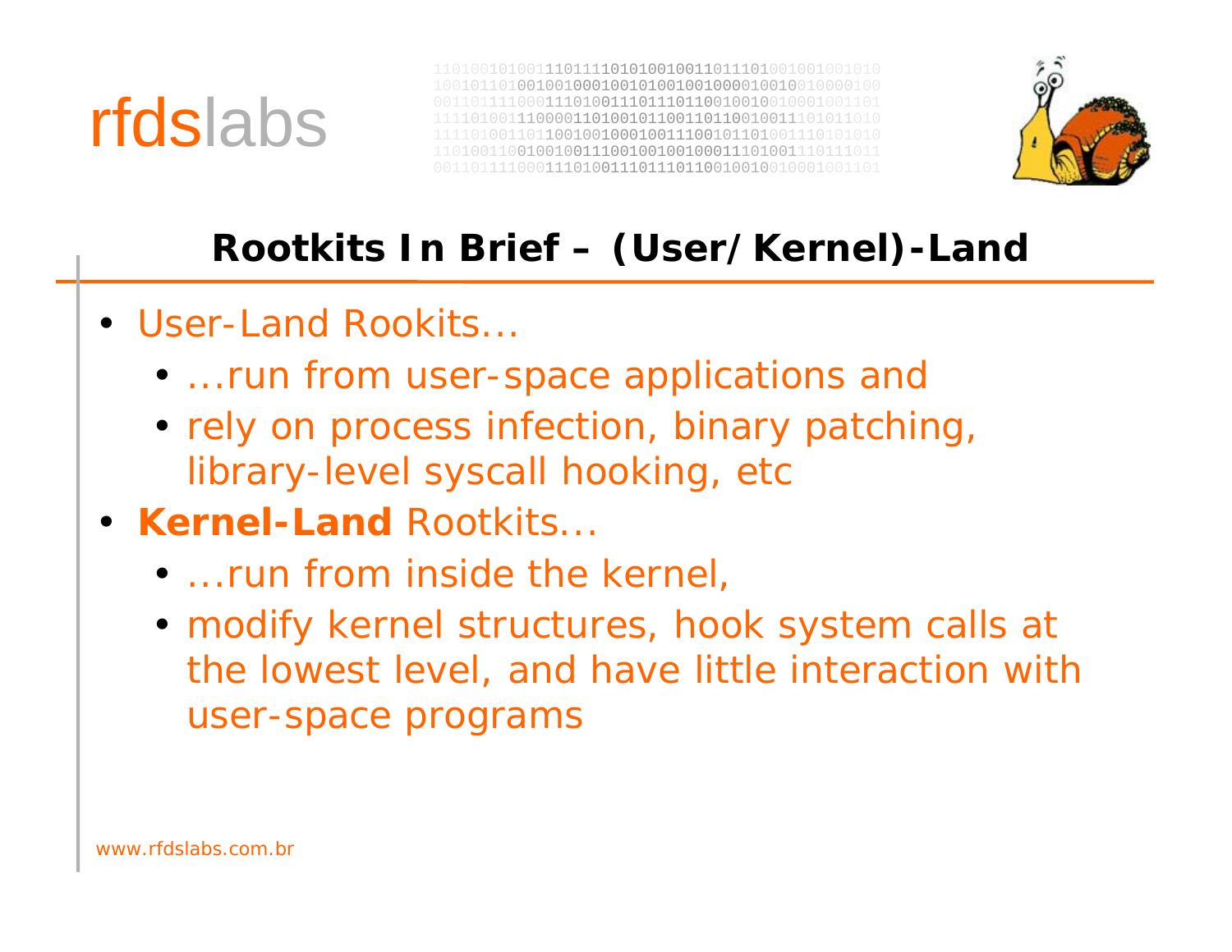## Rootkits In Brief – (User/Kernel)-Land

- User-Land Rookits…
  - …run from user-space applications and
  - rely on process infection, binary patching, library-level syscall hooking, etc
- **Kernel-Land** Rootkits…
  - …run from inside the kernel,
  - modify kernel structures, hook system calls at the lowest level, and have little interaction with user-space programs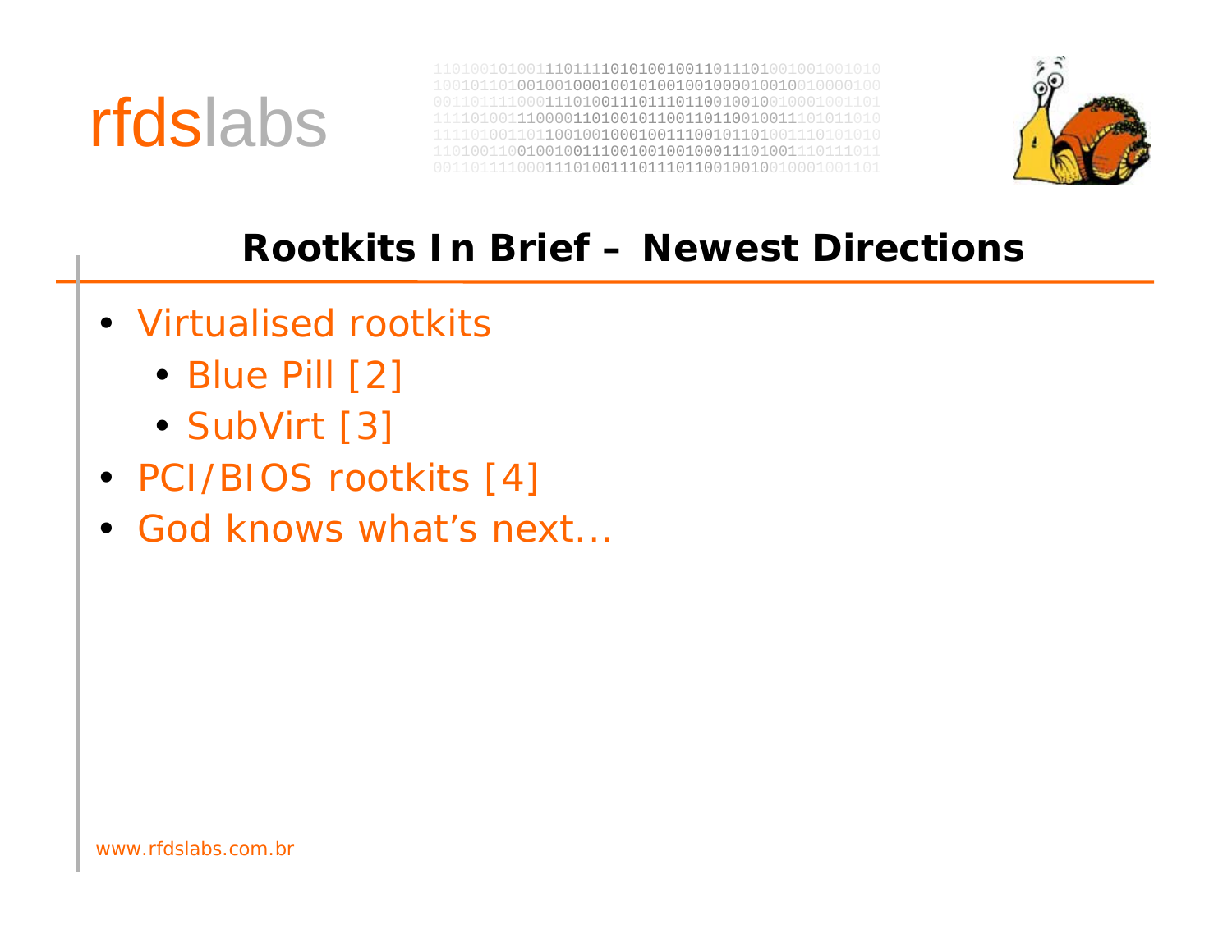## Rootkits In Brief – Newest Directions

- Virtualised rootkits
  - Blue Pill [2]
  - SubVirt [3]
- PCI/BIOS rootkits [4]
- God knows what's next...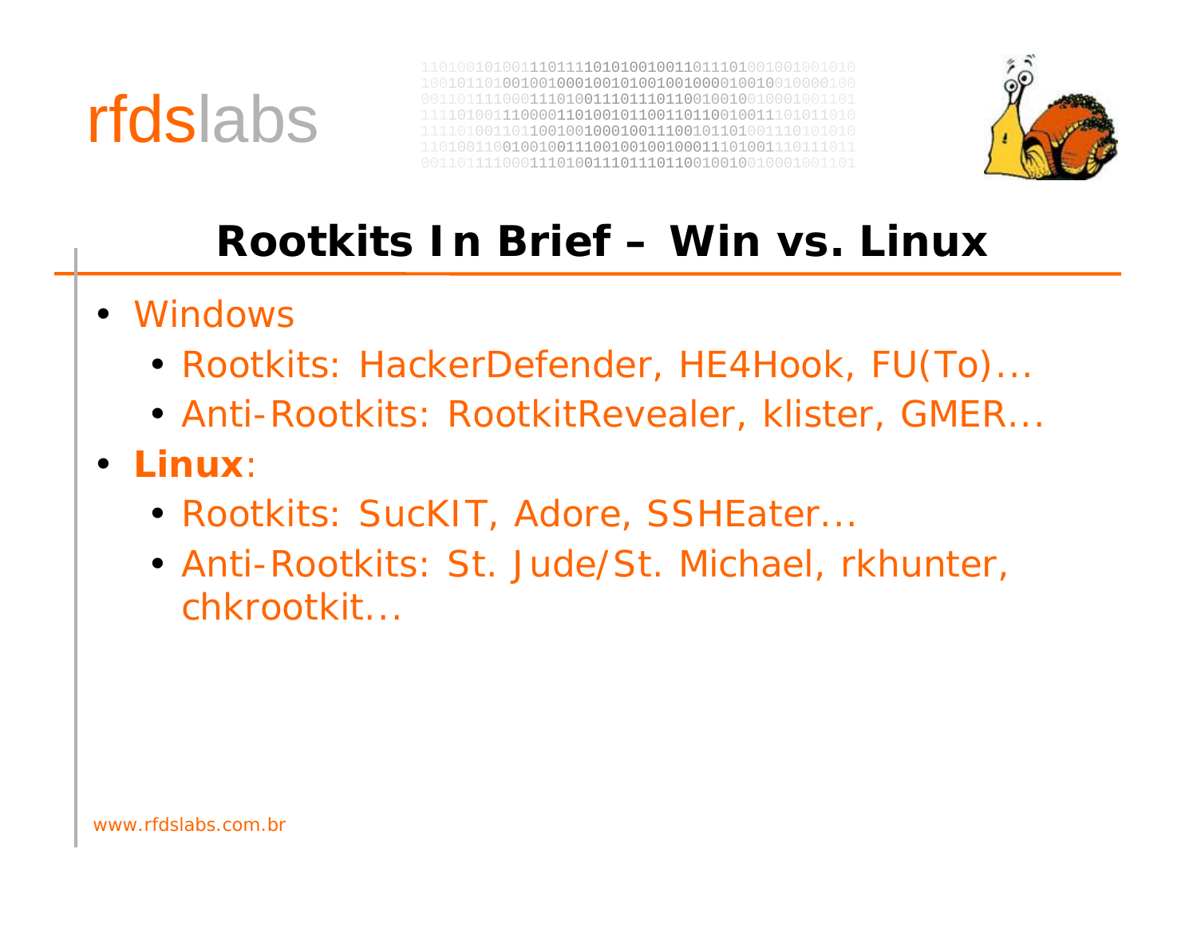# Rootkits In Brief – Win vs. Linux

- Windows
  - Rootkits: HackerDefender, HE4Hook, FU(To)...
  - Anti-Rootkits: RootkitRevealer, klister, GMER...
- **Linux**:
  - Rootkits: SucKIT, Adore, SSHEater...
  - Anti-Rootkits: St. Jude/St. Michael, rkhunter, chkrootkit...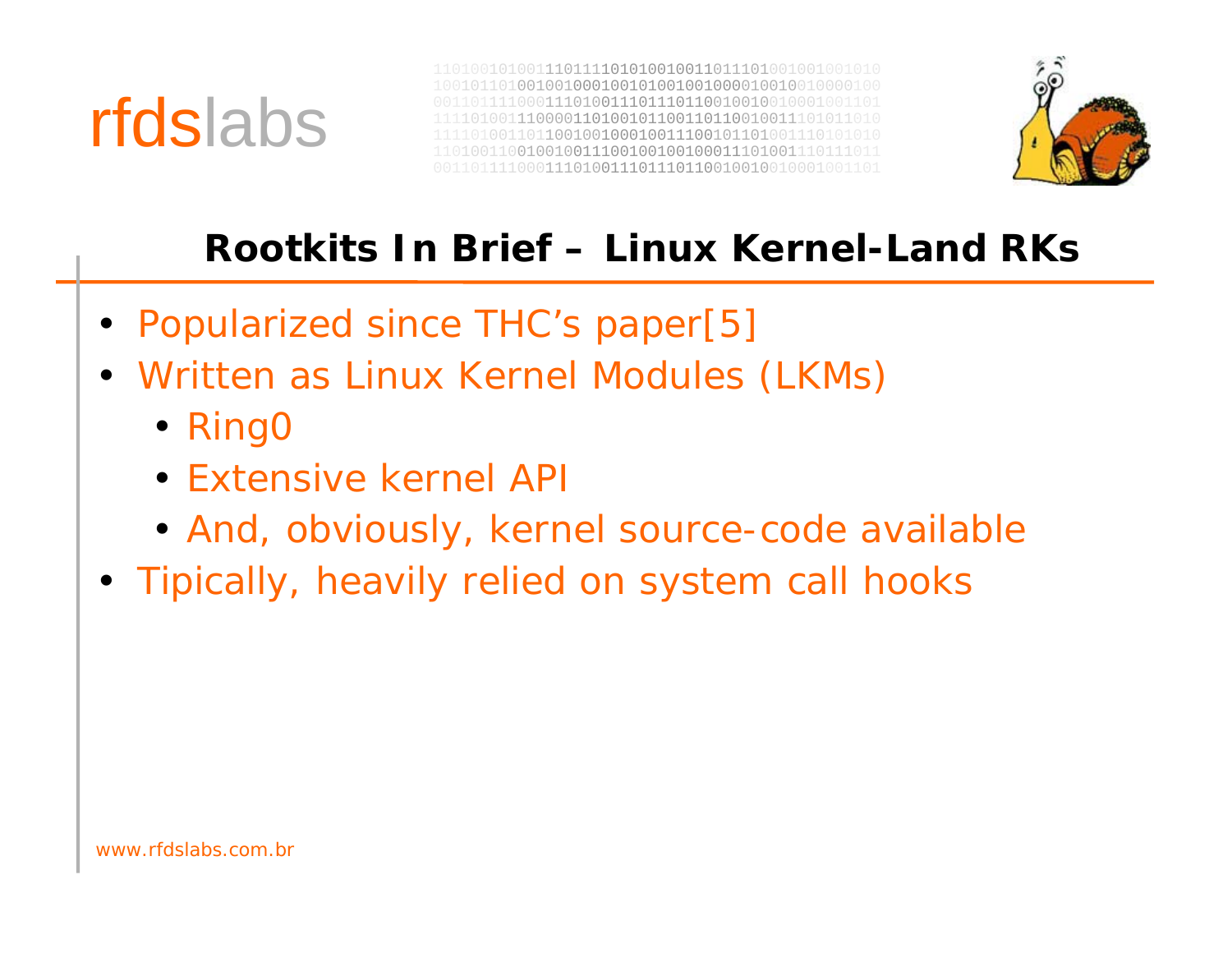## Rootkits In Brief – Linux Kernel-Land RKs

- Popularized since THC's paper[5]
- Written as Linux Kernel Modules (LKMs)
  - Ring0
  - Extensive kernel API
  - And, obviously, kernel source-code available
- Tipically, heavily relied on system call hooks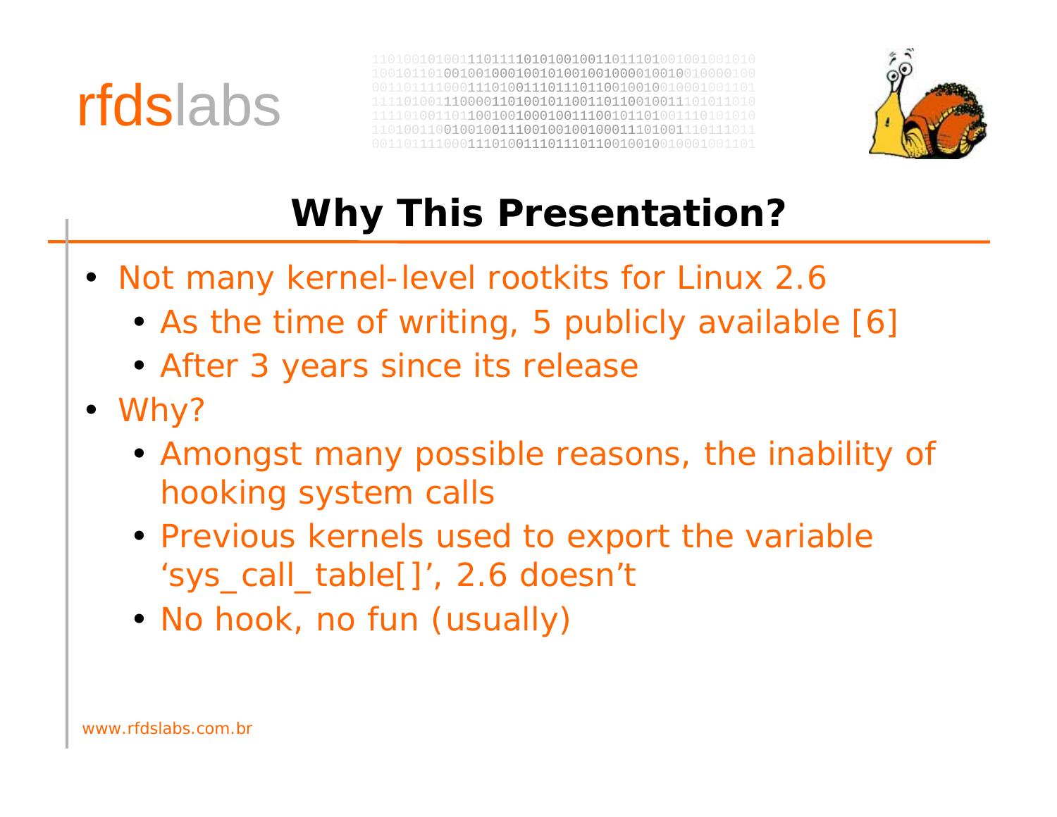## Why This Presentation?

- Not many kernel-level rootkits for Linux 2.6
  - As the time of writing, 5 publicly available [6]
  - After 3 years since its release
- Why?
  - Amongst many possible reasons, the inability of hooking system calls
  - Previous kernels used to export the variable 'sys_call_table[]', 2.6 doesn't
  - No hook, no fun (usually)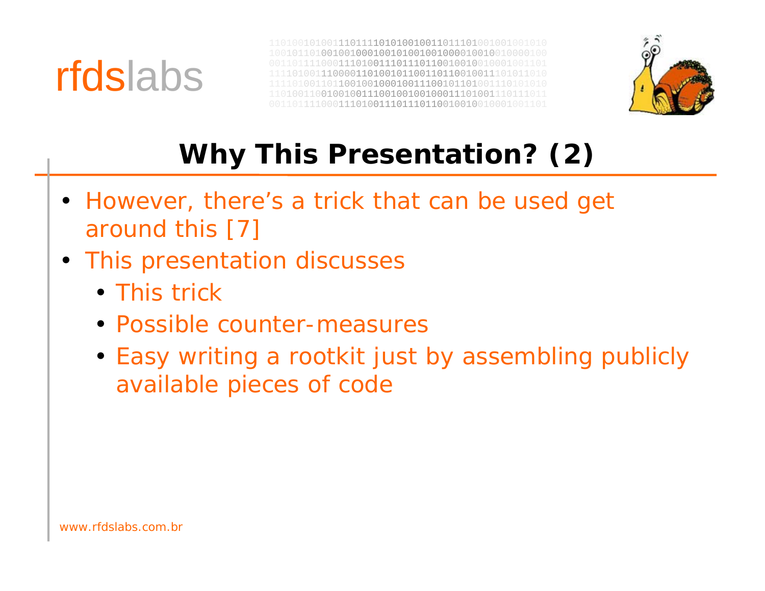# Why This Presentation? (2)

- However, there’s a trick that can be used get around this [7]
- This presentation discusses
  - This trick
  - Possible counter-measures
  - Easy writing a rootkit just by assembling publicly available pieces of code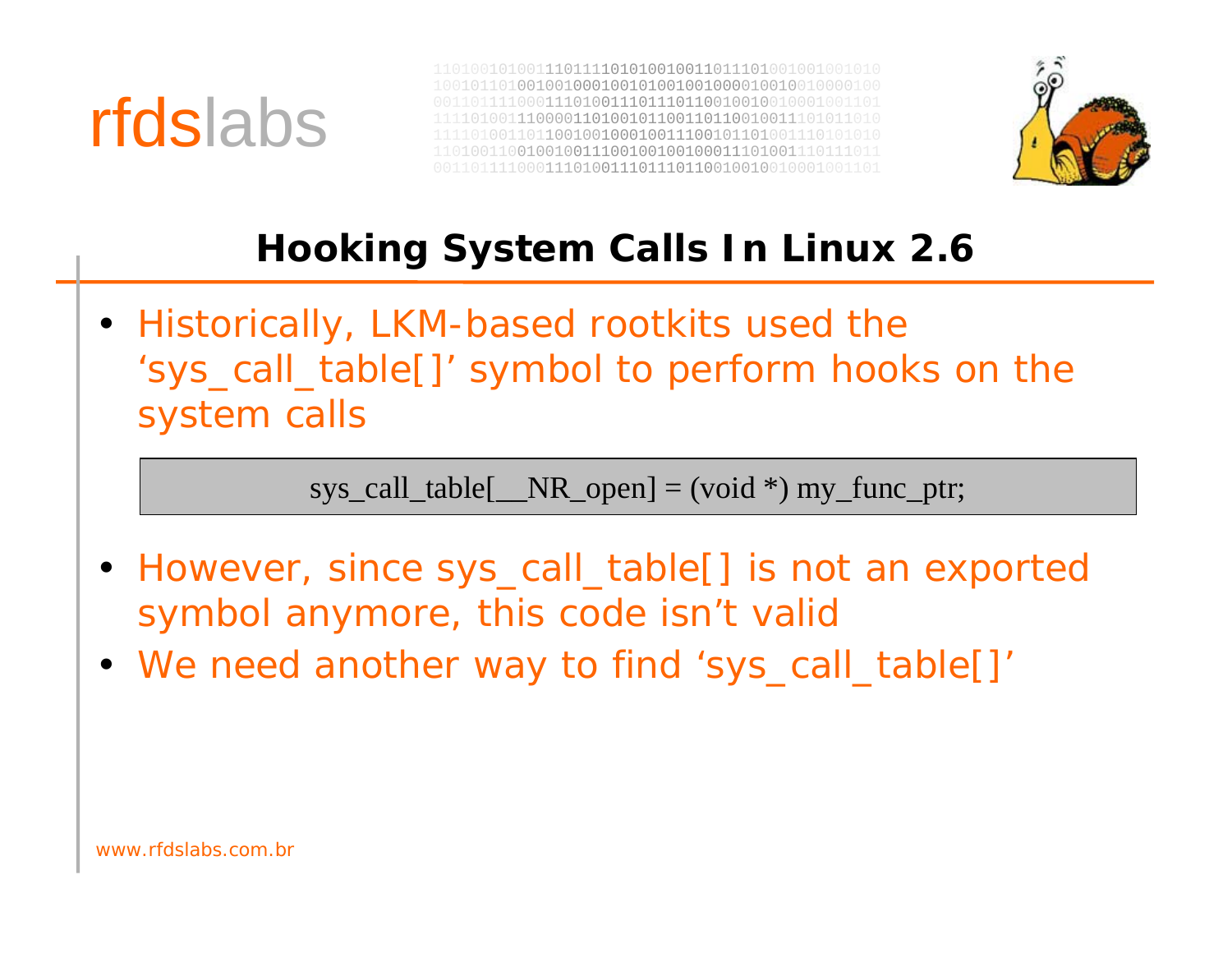## Hooking System Calls In Linux 2.6

- Historically, LKM-based rootkits used the ‘sys_call_table[]’ symbol to perform hooks on the system calls

```
sys_call_table[__NR_open] = (void *) my_func_ptr;
```

- However, since sys_call_table[] is not an exported symbol anymore, this code isn’t valid
- We need another way to find ‘sys_call_table[]’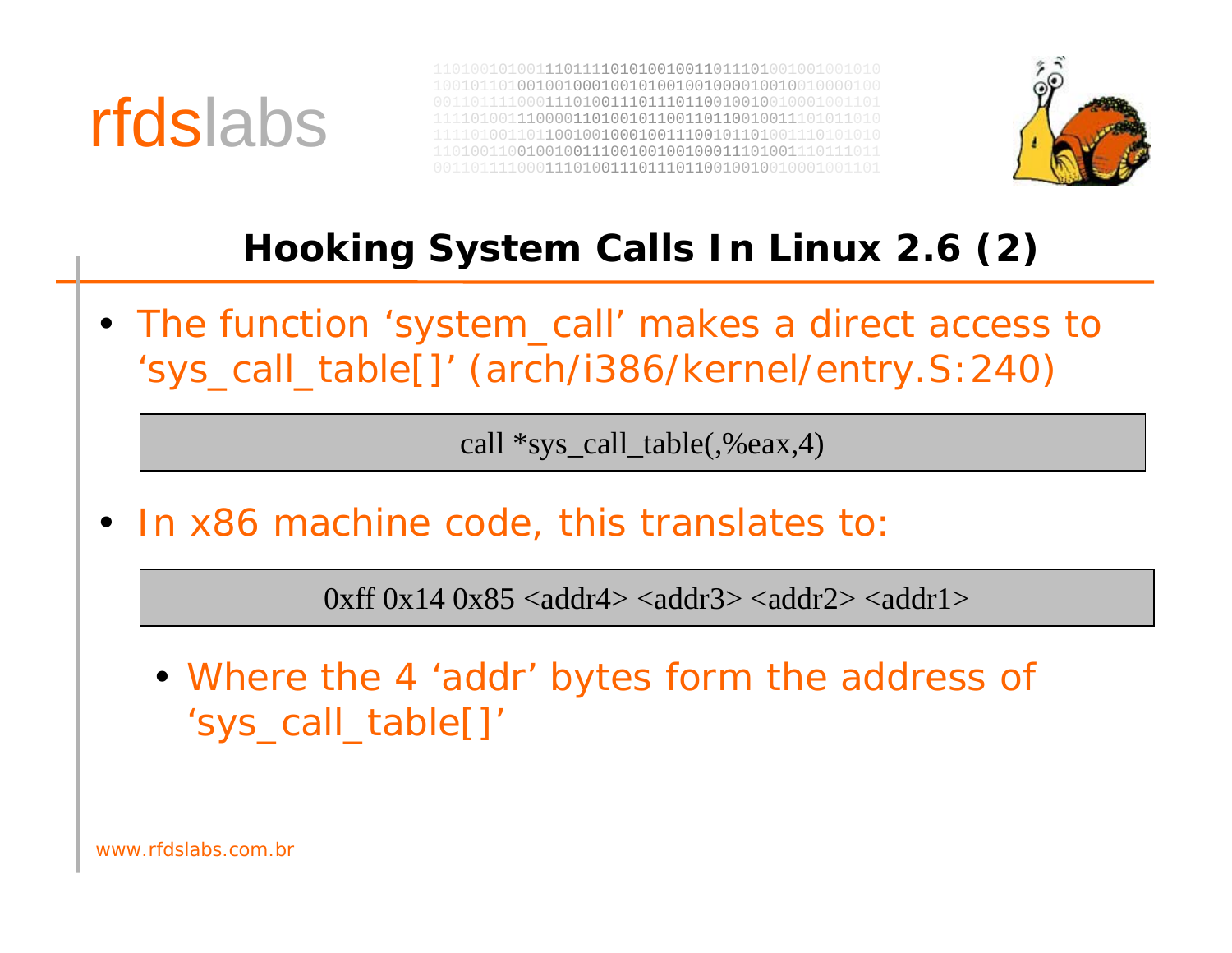# Hooking System Calls In Linux 2.6 (2)

- The function ‘system_call’ makes a direct access to ‘sys_call_table[]’ (arch/i386/kernel/entry.S:240)

```
call *sys_call_table(,%eax,4)
```

- In x86 machine code, this translates to:

```
0xff 0x14 0x85 <addr4> <addr3> <addr2> <addr1>
```

  - Where the 4 ‘addr’ bytes form the address of ‘sys_call_table[]’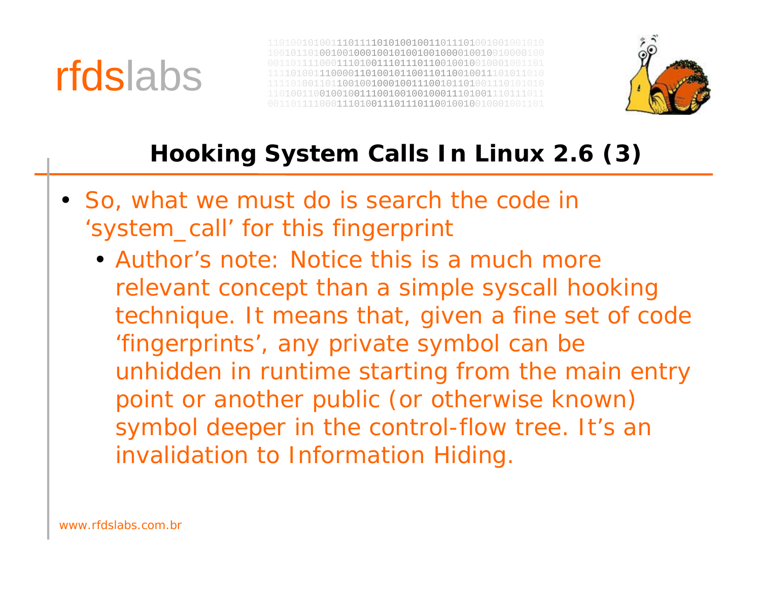## Hooking System Calls In Linux 2.6 (3)

- So, what we must do is search the code in 'system_call' for this fingerprint
  - Author's note: Notice this is a much more relevant concept than a simple syscall hooking technique. It means that, given a fine set of code 'fingerprints', any private symbol can be unhidden in runtime starting from the main entry point or another public (or otherwise known) symbol deeper in the control-flow tree. It's an invalidation to Information Hiding.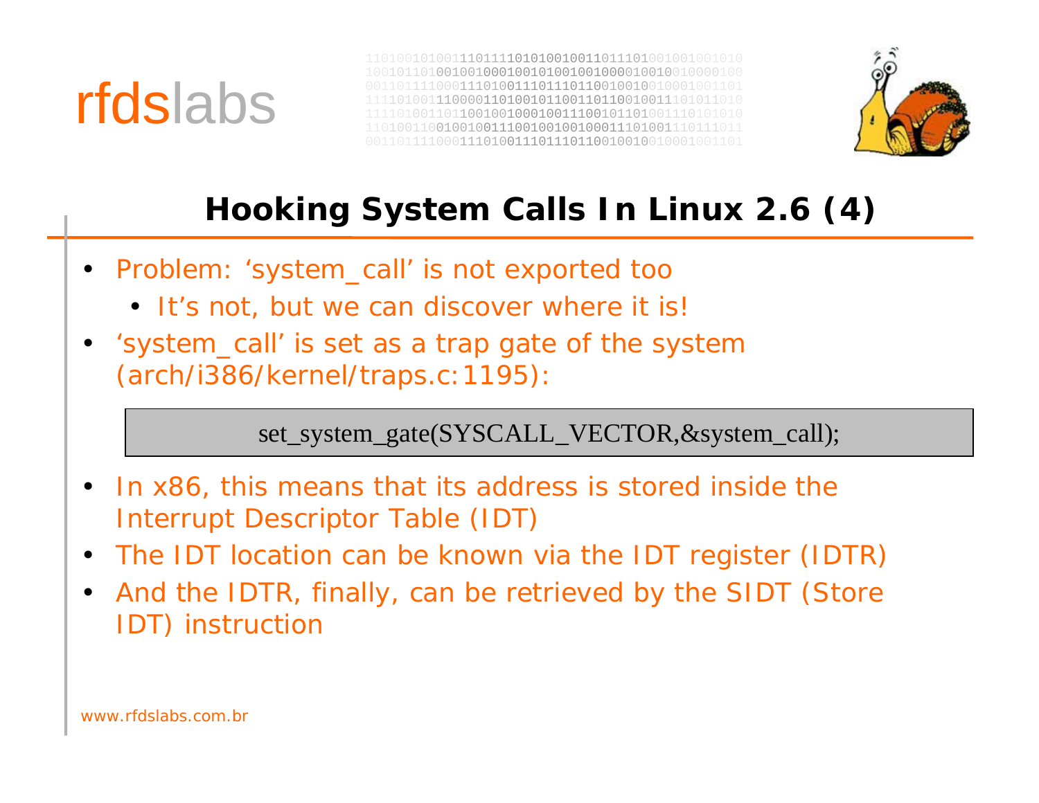# Hooking System Calls In Linux 2.6 (4)

- Problem: 'system_call' is not exported too
  - It's not, but we can discover where it is!
- 'system_call' is set as a trap gate of the system (arch/i386/kernel/traps.c:1195):

```
set_system_gate(SYSCALL_VECTOR,&system_call);
```

- In x86, this means that its address is stored inside the Interrupt Descriptor Table (IDT)
- The IDT location can be known via the IDT register (IDTR)
- And the IDTR, finally, can be retrieved by the SIDT (Store IDT) instruction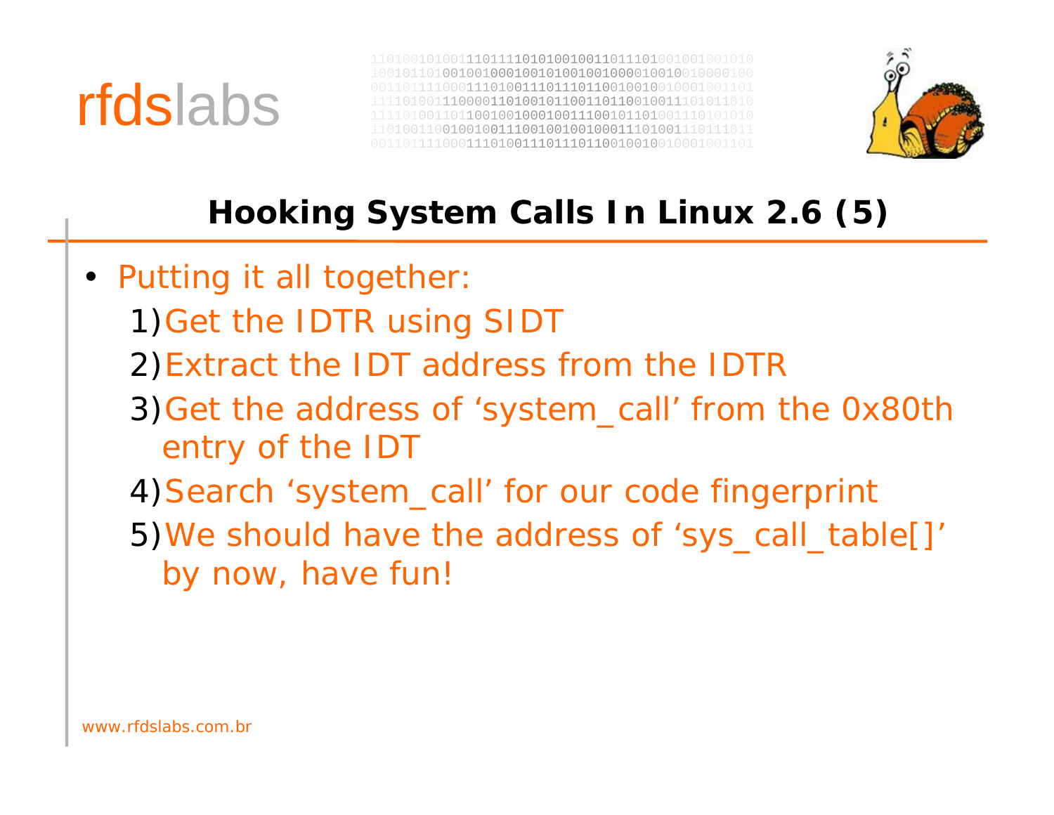## Hooking System Calls In Linux 2.6 (5)

- Putting it all together:
  1) Get the IDTR using SIDT
  2) Extract the IDT address from the IDTR
  3) Get the address of ‘system_call’ from the 0x80th entry of the IDT
  4) Search ‘system_call’ for our code fingerprint
  5) We should have the address of ‘sys_call_table[]’ by now, have fun!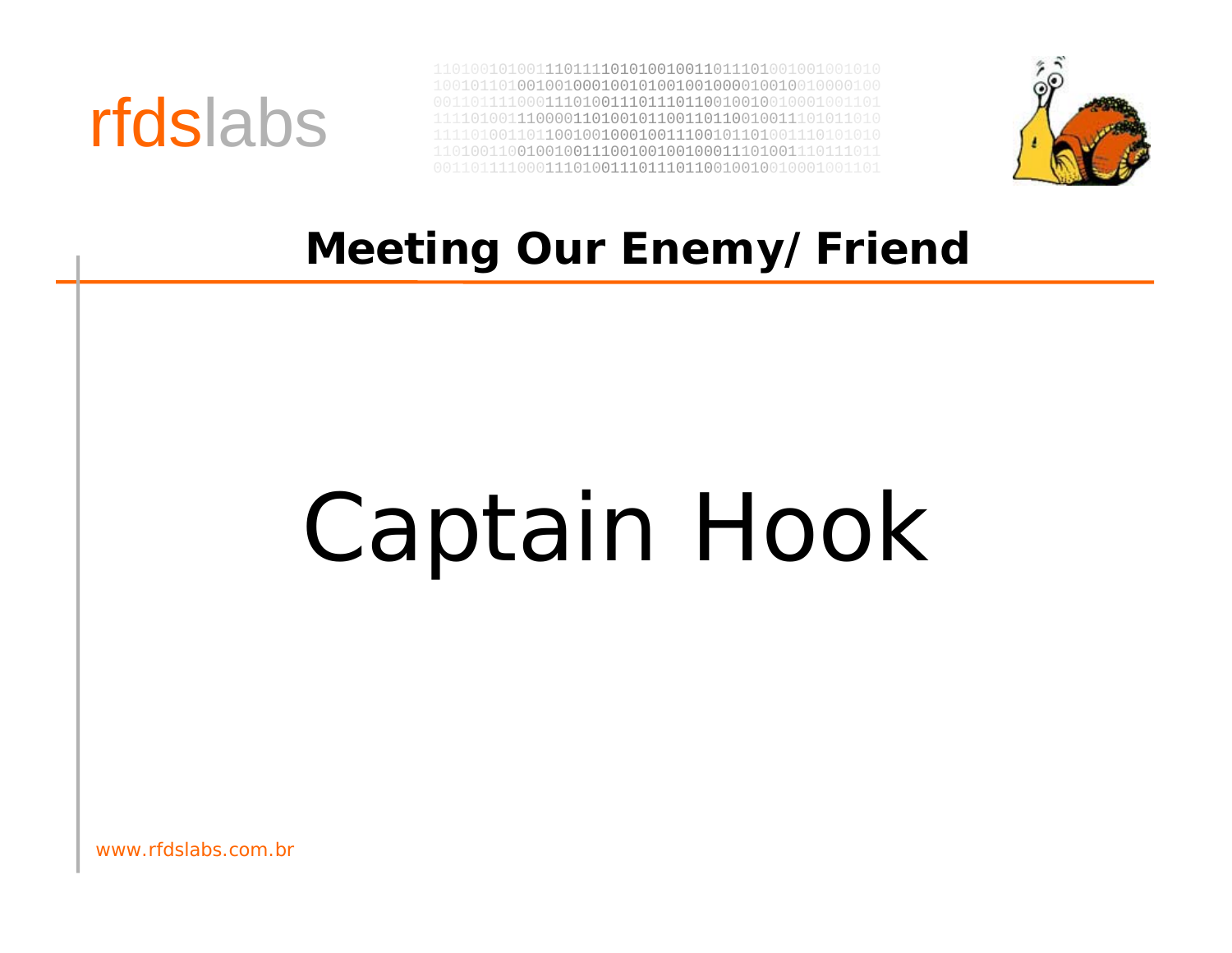## Meeting Our Enemy/ Friend

# Captain Hook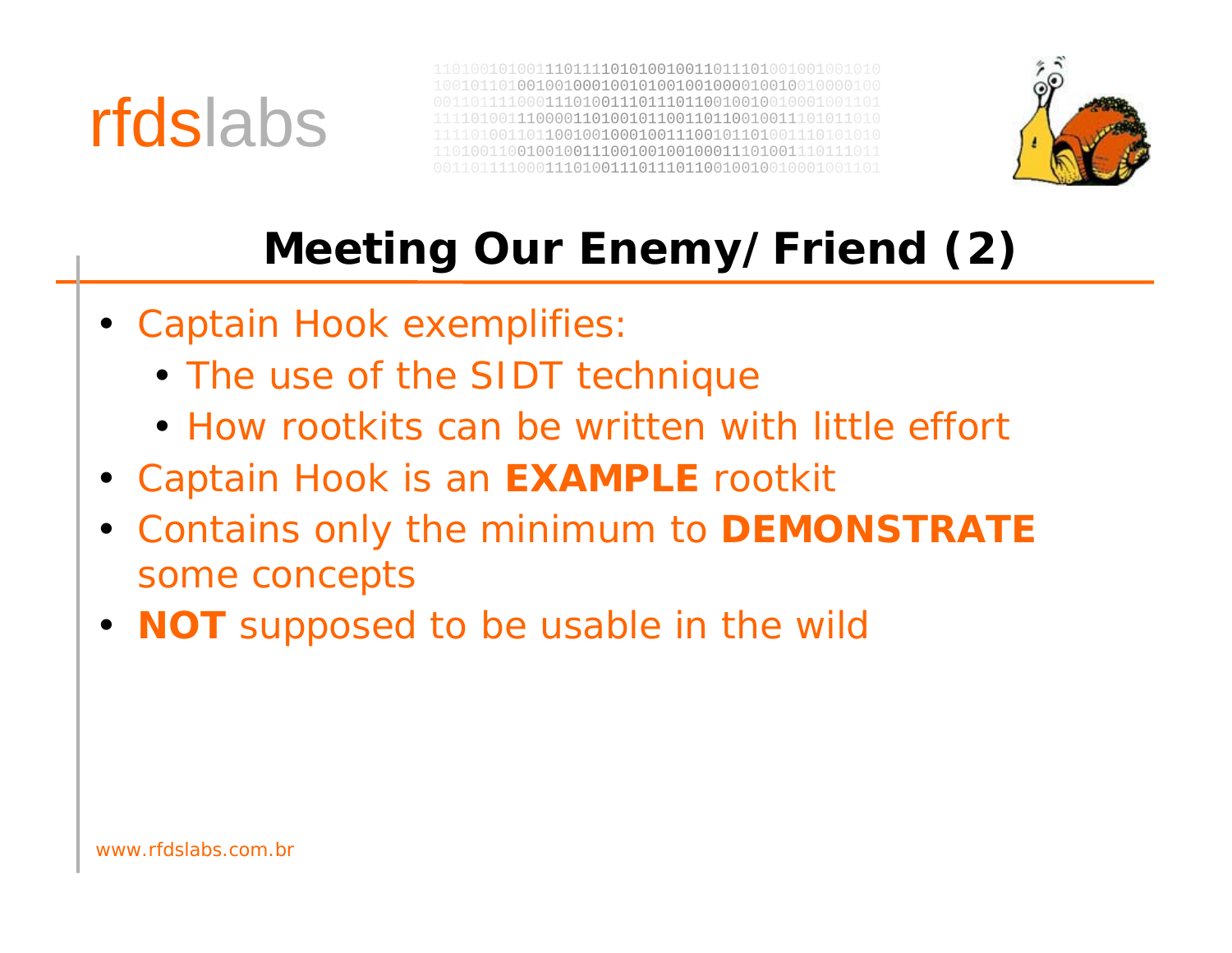# Meeting Our Enemy/Friend (2)

- Captain Hook exemplifies:
  - The use of the SIDT technique
  - How rootkits can be written with little effort
- Captain Hook is an **EXAMPLE** rootkit
- Contains only the minimum to **DEMONSTRATE** some concepts
- **NOT** supposed to be usable in the wild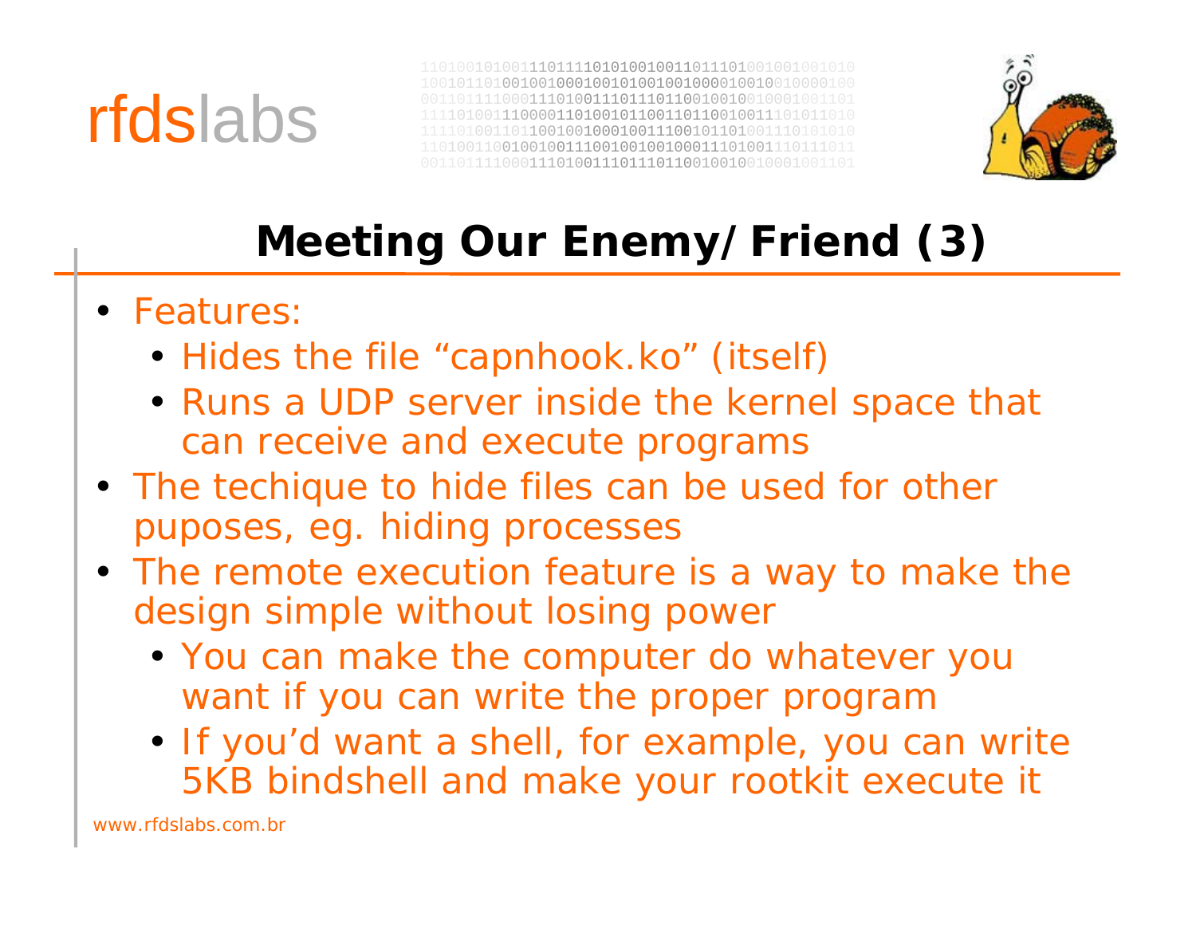# Meeting Our Enemy/Friend (3)

- Features:
  - Hides the file “capnhook.ko” (itself)
  - Runs a UDP server inside the kernel space that can receive and execute programs
- The techique to hide files can be used for other puposes, eg. hiding processes
- The remote execution feature is a way to make the design simple without losing power
  - You can make the computer do whatever you want if you can write the proper program
  - If you’d want a shell, for example, you can write 5KB bindshell and make your rootkit execute it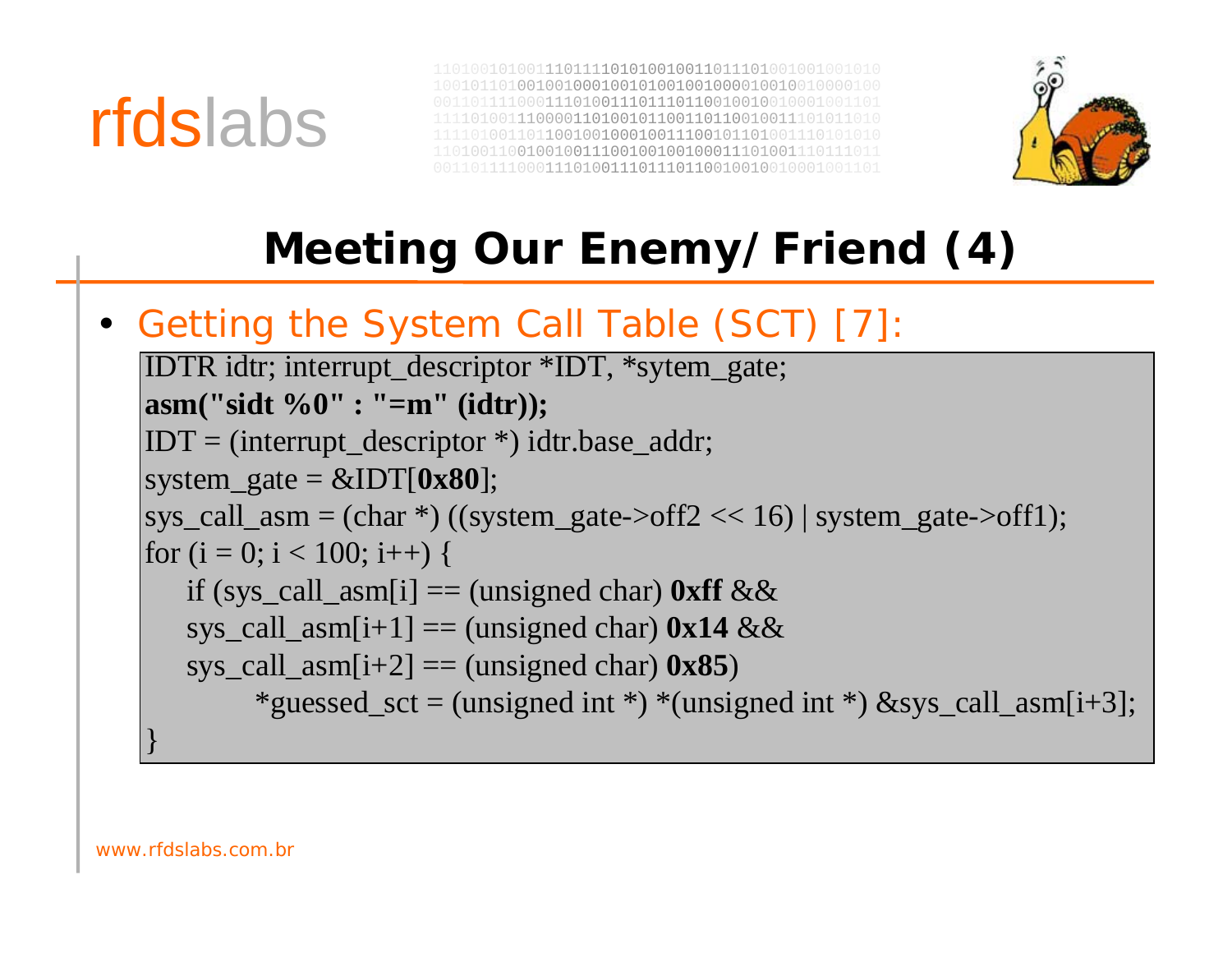# Meeting Our Enemy/Friend (4)

- Getting the System Call Table (SCT) [7]:

```
IDTR idtr; interrupt_descriptor *IDT, *sytem_gate;
asm("sidt %0" : "=m" (idtr));
IDT = (interrupt_descriptor *) idtr.base_addr;
system_gate = &IDT[0x80];
sys_call_asm = (char *) ((system_gate->off2 << 16) | system_gate->off1);
for (i = 0; i < 100; i++) {
    if (sys_call_asm[i] == (unsigned char) 0xff &&
    sys_call_asm[i+1] == (unsigned char) 0x14 &&
    sys_call_asm[i+2] == (unsigned char) 0x85)
          *guessed_sct = (unsigned int *) *(unsigned int *) &sys_call_asm[i+3];
}
```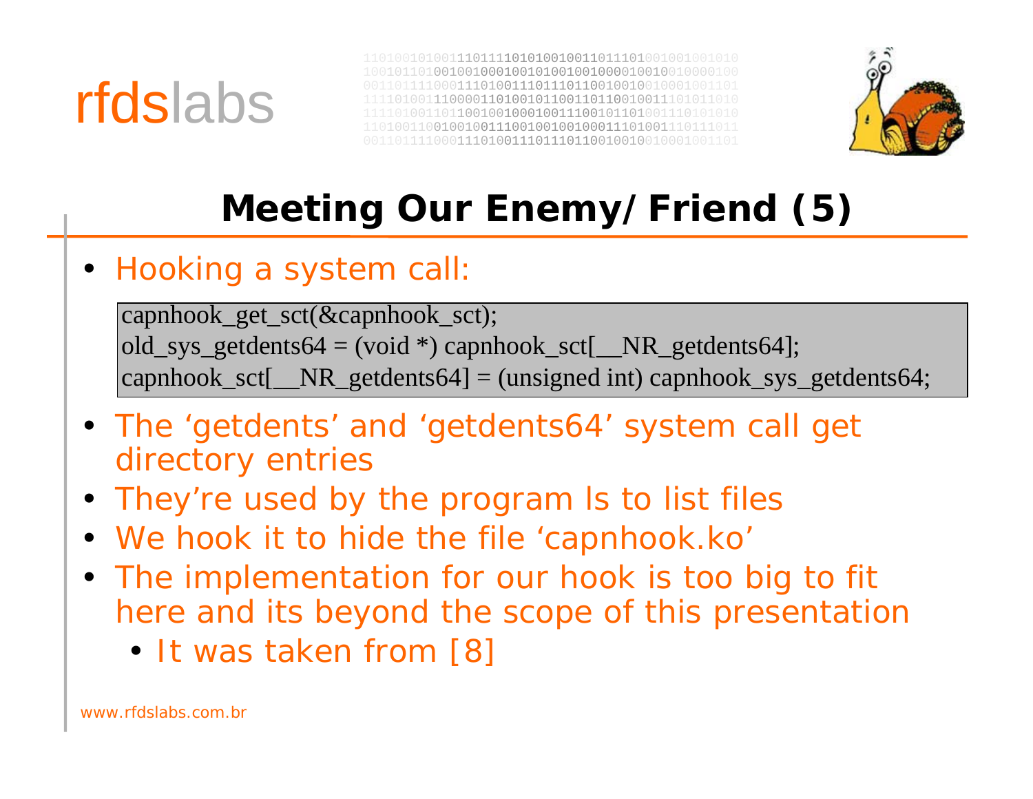# Meeting Our Enemy/Friend (5)

- Hooking a system call:

```
capnhook_get_sct(&capnhook_sct);
old_sys_getdents64 = (void *) capnhook_sct[__NR_getdents64];
capnhook_sct[__NR_getdents64] = (unsigned int) capnhook_sys_getdents64;
```

- The ‘getdents’ and ‘getdents64’ system call get directory entries
- They’re used by the program ls to list files
- We hook it to hide the file ‘capnhook.ko’
- The implementation for our hook is too big to fit here and its beyond the scope of this presentation
  - It was taken from [8]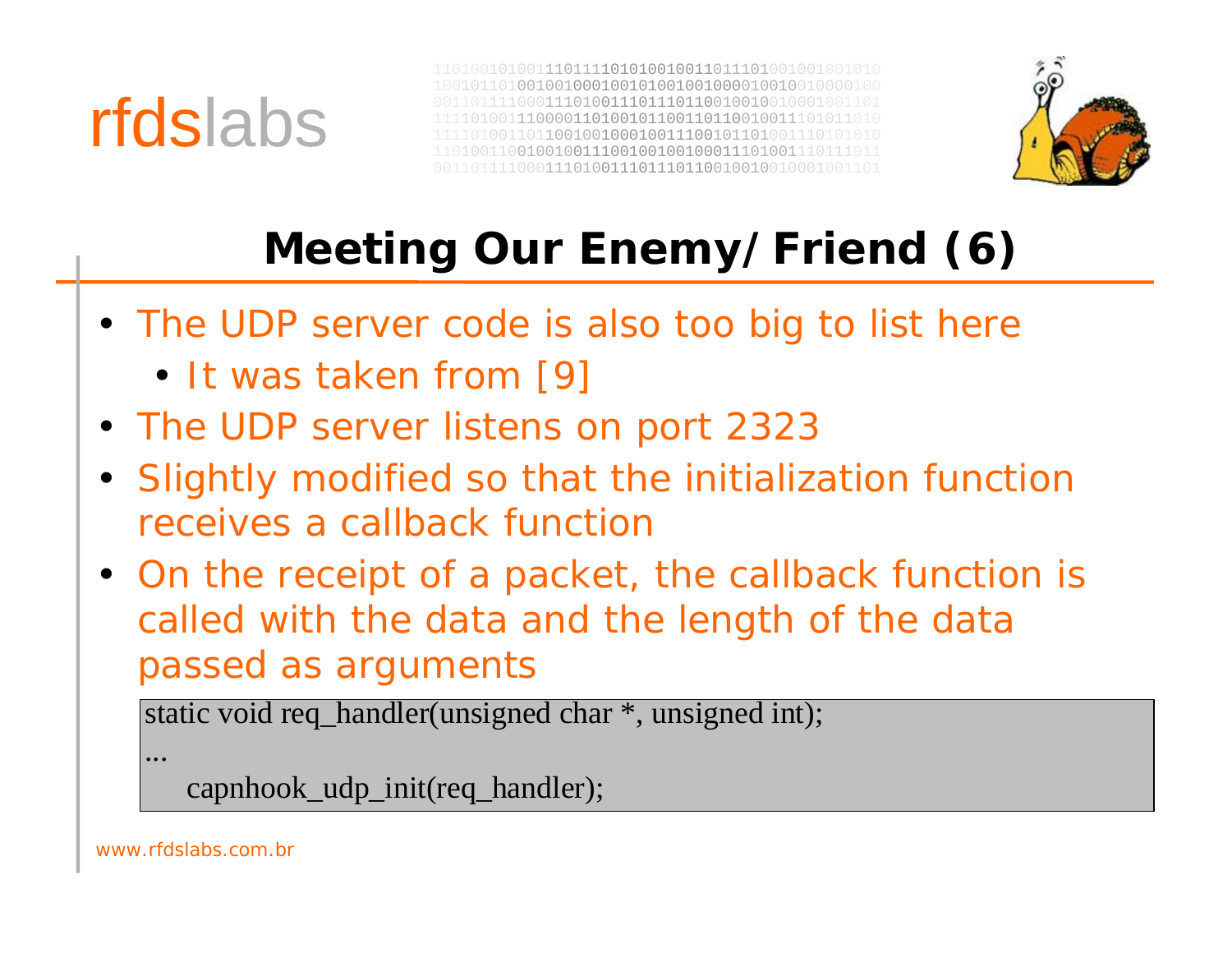# Meeting Our Enemy/Friend (6)

- The UDP server code is also too big to list here
  - It was taken from [9]
- The UDP server listens on port 2323
- Slightly modified so that the initialization function receives a callback function
- On the receipt of a packet, the callback function is called with the data and the length of the data passed as arguments

```
static void req_handler(unsigned char *, unsigned int);
...
    capnhook_udp_init(req_handler);
```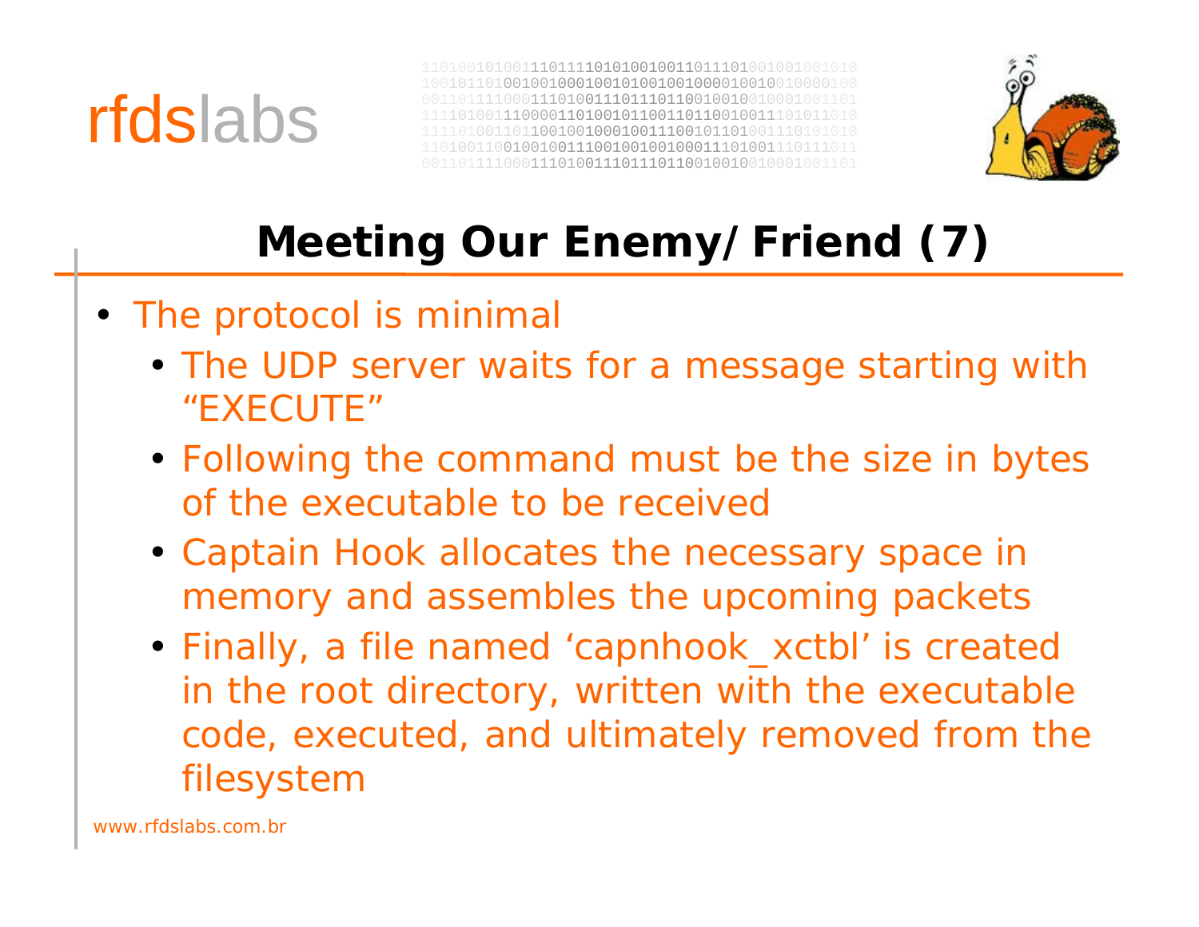# Meeting Our Enemy/Friend (7)

- The protocol is minimal
  - The UDP server waits for a message starting with “EXECUTE”
  - Following the command must be the size in bytes of the executable to be received
  - Captain Hook allocates the necessary space in memory and assembles the upcoming packets
  - Finally, a file named ‘capnhook_xctbl’ is created in the root directory, written with the executable code, executed, and ultimately removed from the filesystem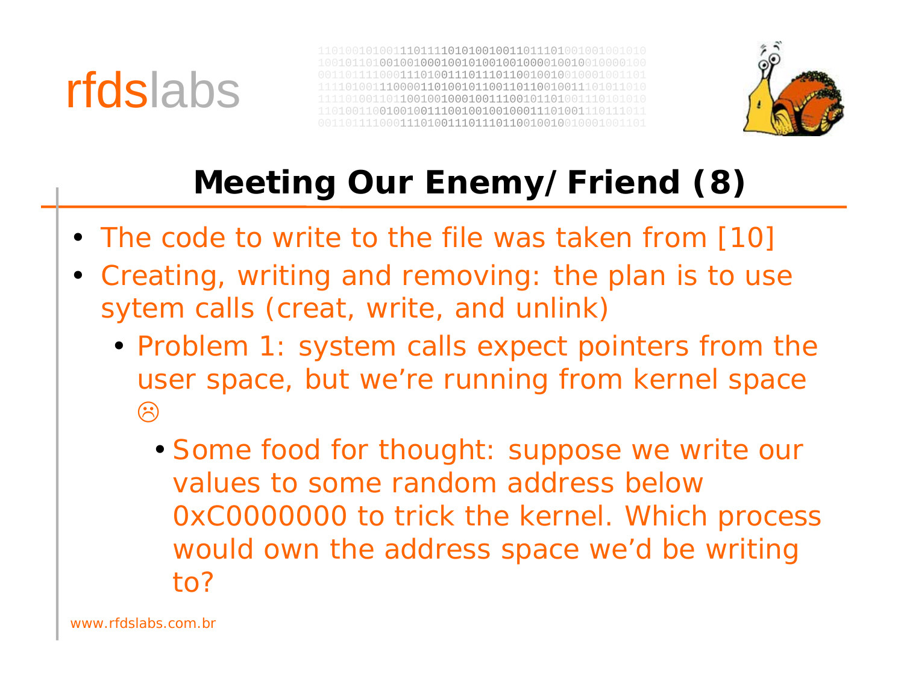# Meeting Our Enemy/Friend (8)

- The code to write to the file was taken from [10]
- Creating, writing and removing: the plan is to use sytem calls (creat, write, and unlink)
  - Problem 1: system calls expect pointers from the user space, but we're running from kernel space ☹
    - Some food for thought: suppose we write our values to some random address below 0xC0000000 to trick the kernel. Which process would own the address space we'd be writing to?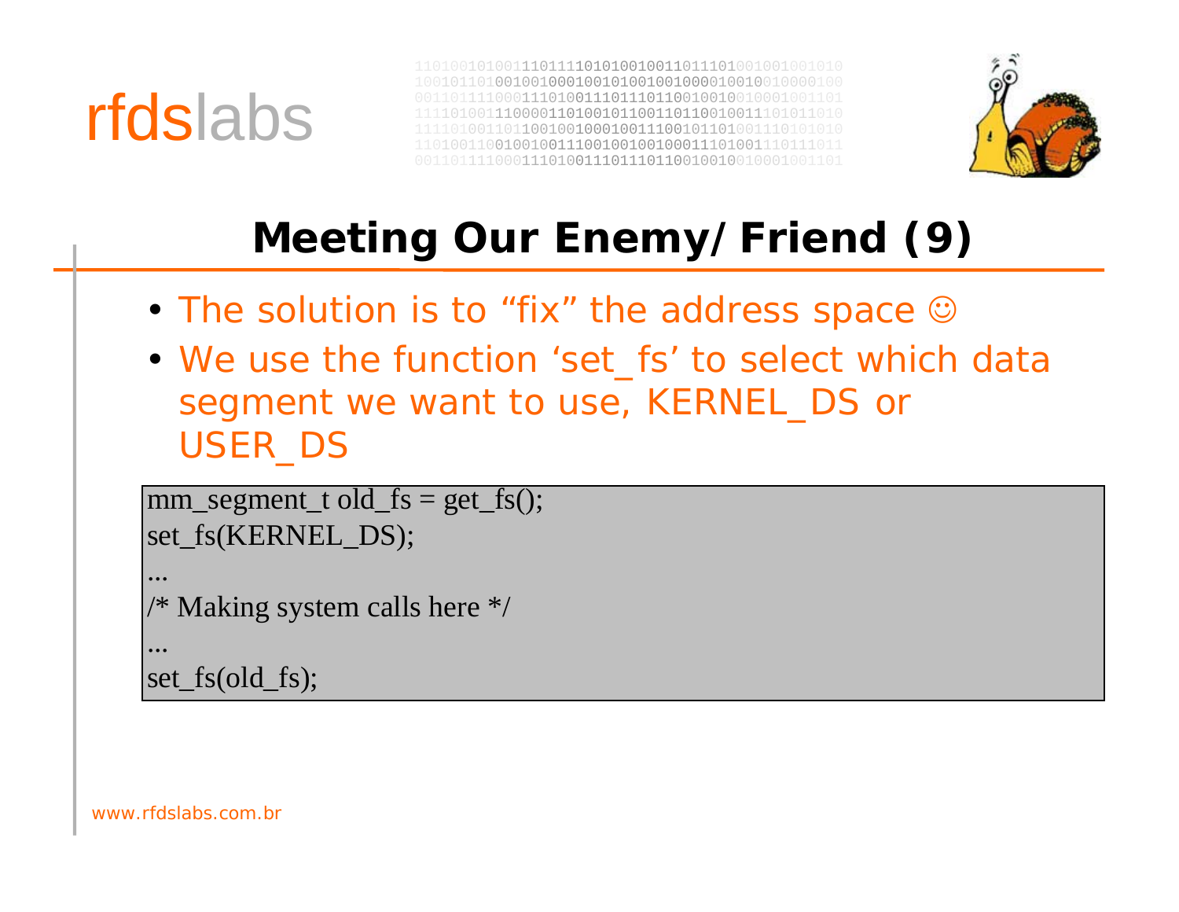# Meeting Our Enemy/Friend (9)

- The solution is to “fix” the address space ☺
- We use the function ‘set_fs’ to select which data segment we want to use, KERNEL_DS or USER_DS

```
mm_segment_t old_fs = get_fs();
set_fs(KERNEL_DS);
...
/* Making system calls here */
...
set_fs(old_fs);
```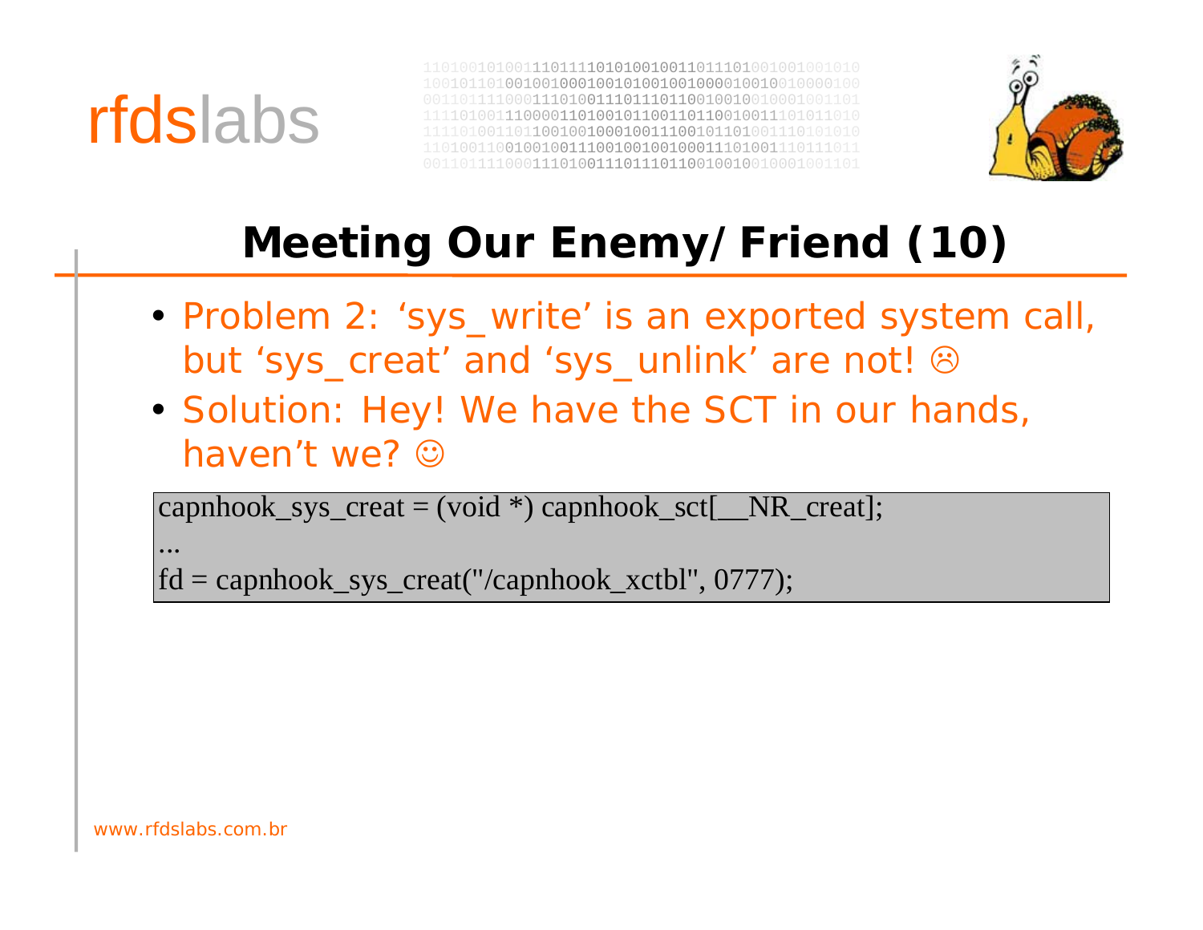# Meeting Our Enemy/ Friend (10)

- Problem 2: ‘sys_write’ is an exported system call, but ‘sys_creat’ and ‘sys_unlink’ are not! ☹
- Solution: Hey! We have the SCT in our hands, haven’t we? ☺

```
capnhook_sys_creat = (void *) capnhook_sct[__NR_creat];
...
fd = capnhook_sys_creat("/capnhook_xctbl", 0777);
```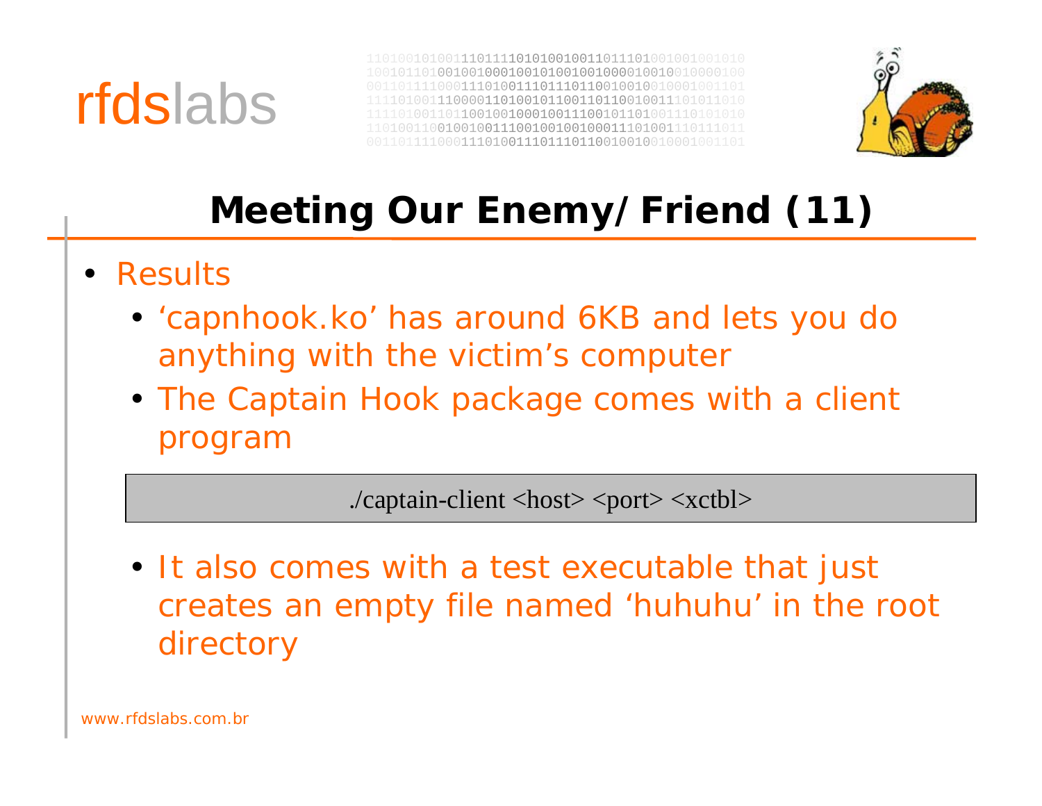# Meeting Our Enemy/Friend (11)

- Results
  - 'capnhook.ko' has around 6KB and lets you do anything with the victim's computer
  - The Captain Hook package comes with a client program

```
./captain-client <host> <port> <xctbl>
```

  - It also comes with a test executable that just creates an empty file named 'huhuhu' in the root directory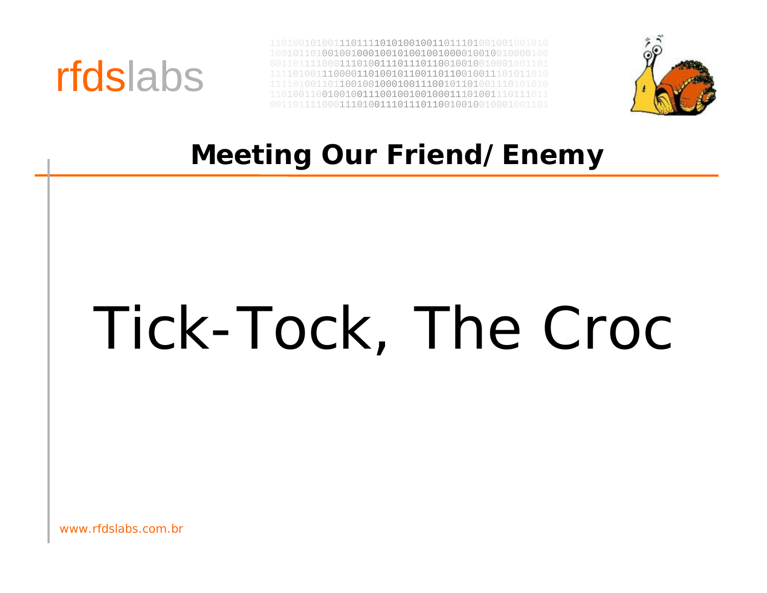# Meeting Our Friend/Enemy

Tick-Tock, The Croc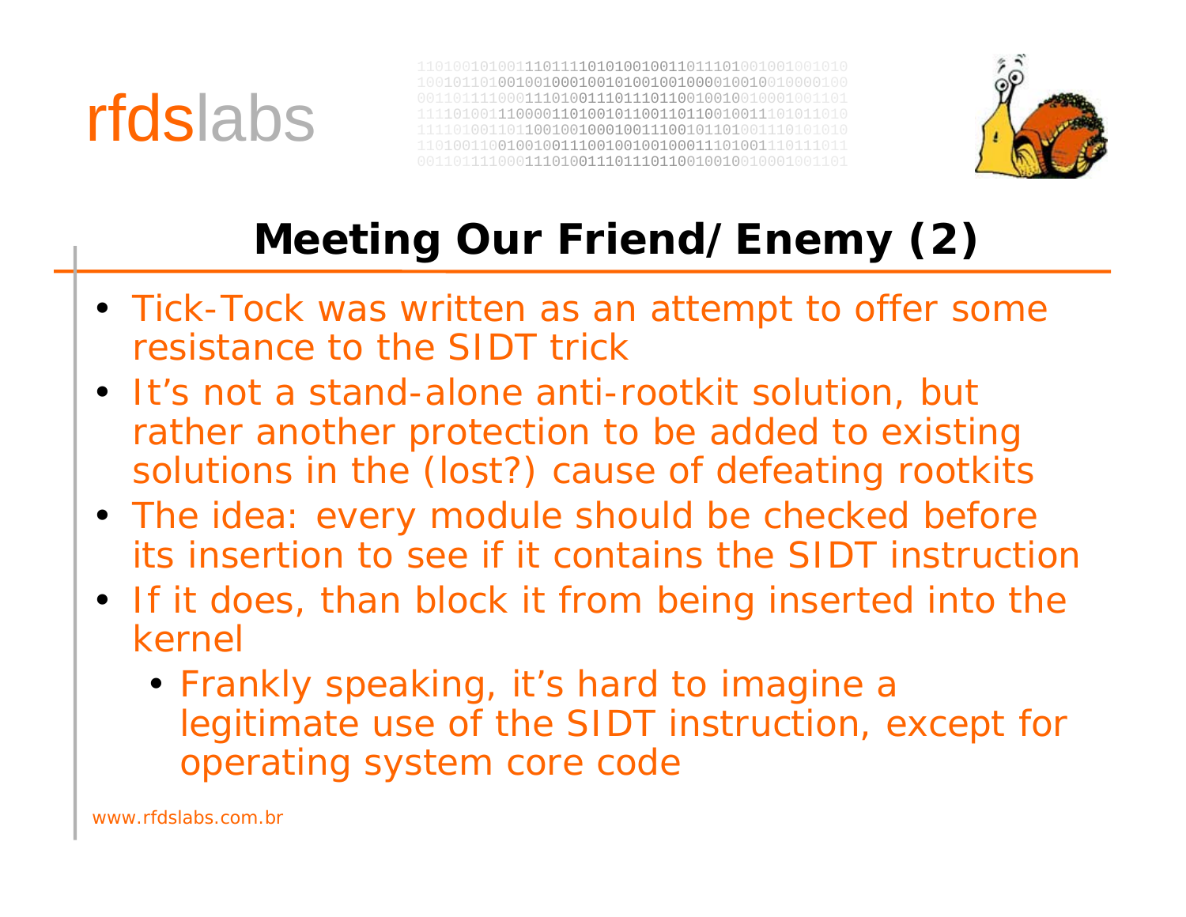# Meeting Our Friend/Enemy (2)

- Tick-Tock was written as an attempt to offer some resistance to the SIDT trick
- It's not a stand-alone anti-rootkit solution, but rather another protection to be added to existing solutions in the (lost?) cause of defeating rootkits
- The idea: every module should be checked before its insertion to see if it contains the SIDT instruction
- If it does, than block it from being inserted into the kernel
  - Frankly speaking, it's hard to imagine a legitimate use of the SIDT instruction, except for operating system core code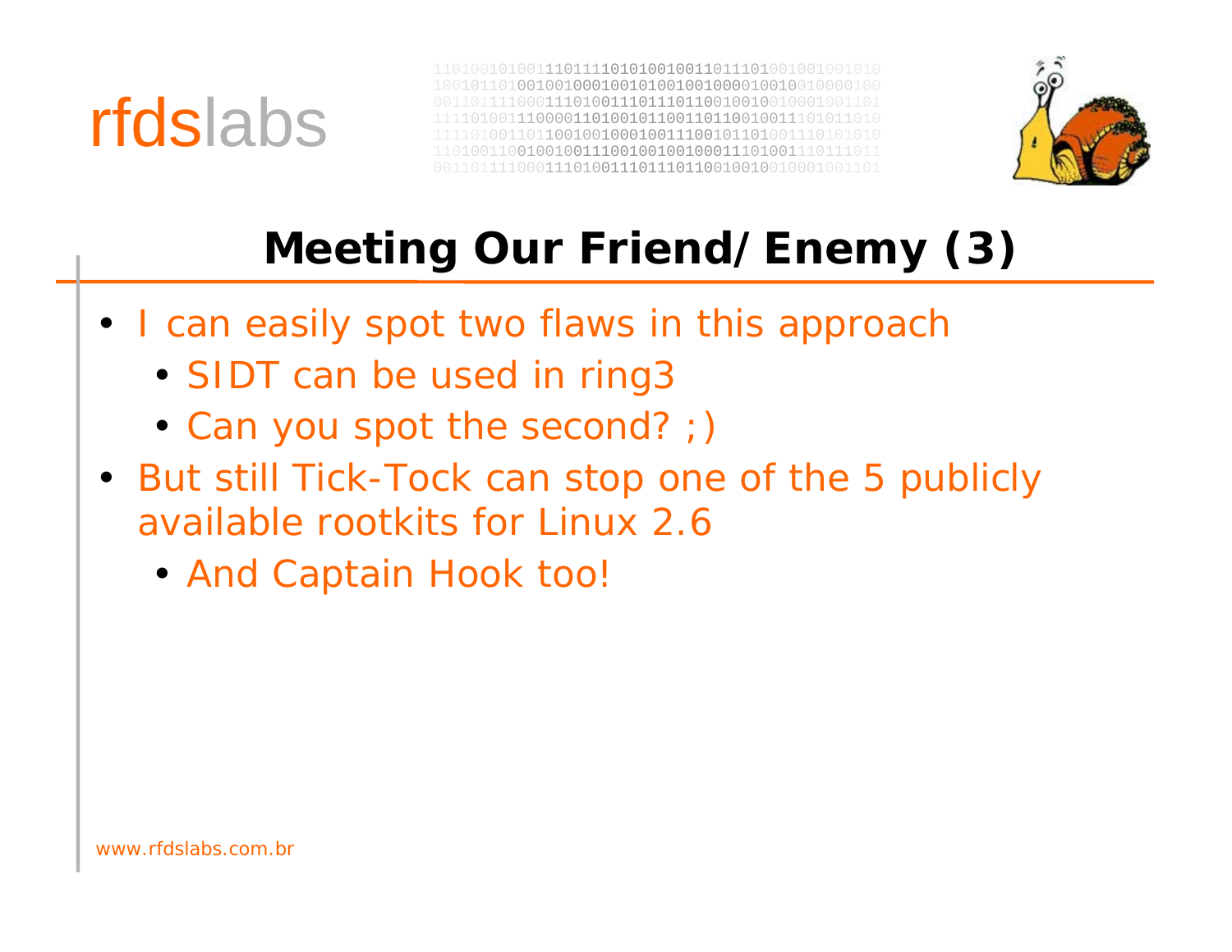# Meeting Our Friend/Enemy (3)

- I can easily spot two flaws in this approach
  - SIDT can be used in ring3
  - Can you spot the second? ;)
- But still Tick-Tock can stop one of the 5 publicly available rootkits for Linux 2.6
  - And Captain Hook too!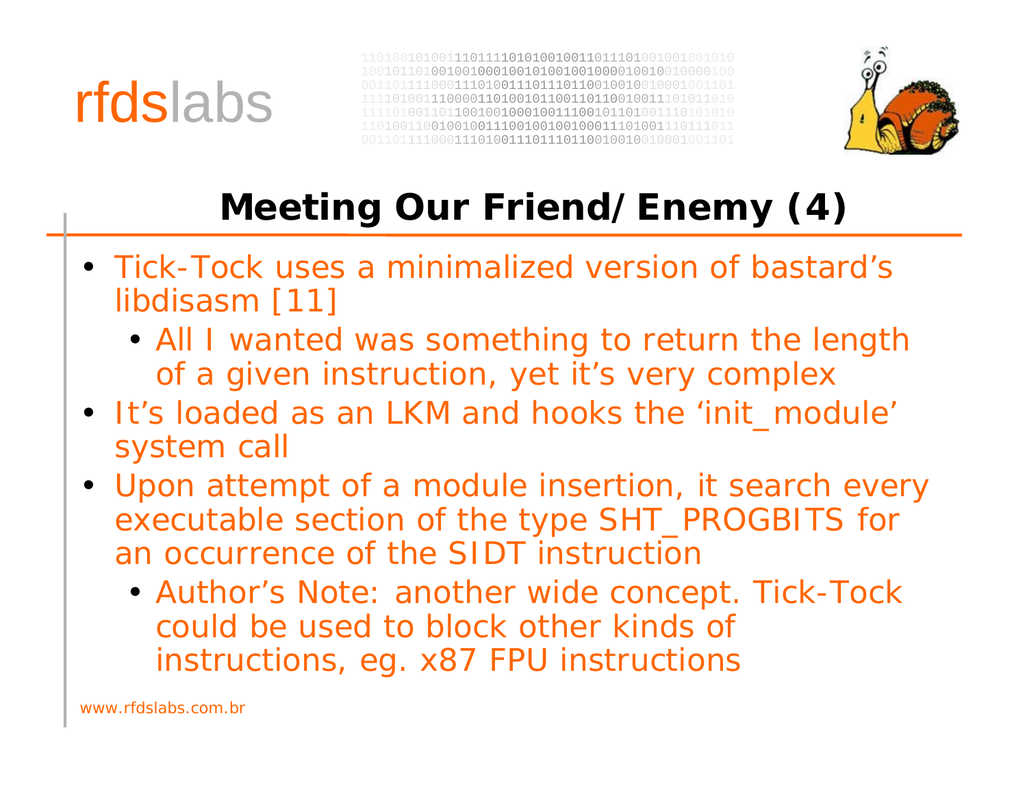# Meeting Our Friend/Enemy (4)

- Tick-Tock uses a minimalized version of bastard's libdisasm [11]
  - All I wanted was something to return the length of a given instruction, yet it's very complex
- It's loaded as an LKM and hooks the 'init_module' system call
- Upon attempt of a module insertion, it search every executable section of the type SHT_PROGBITS for an occurrence of the SIDT instruction
  - Author's Note: another wide concept. Tick-Tock could be used to block other kinds of instructions, eg. x87 FPU instructions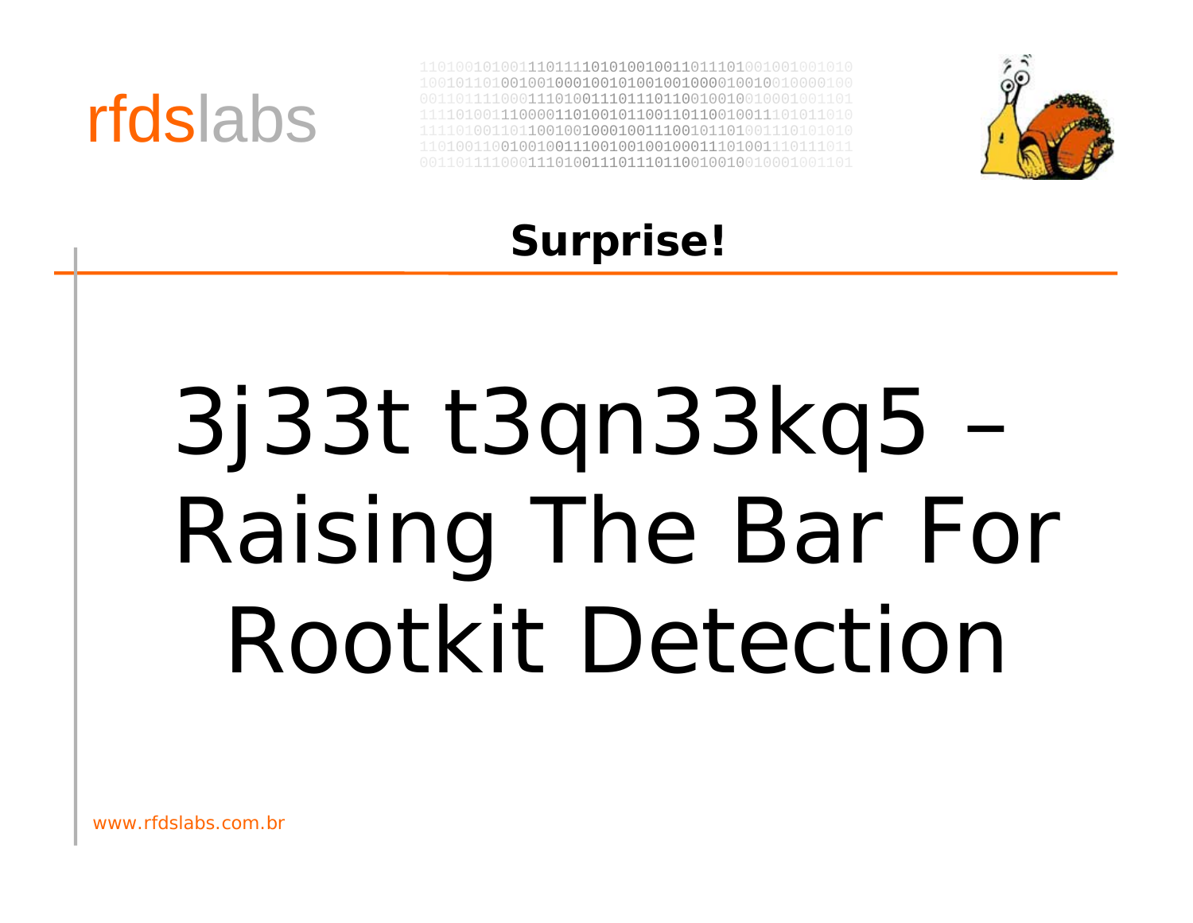## Surprise!

# 3j33t t3qn33kq5 – Raising The Bar For Rootkit Detection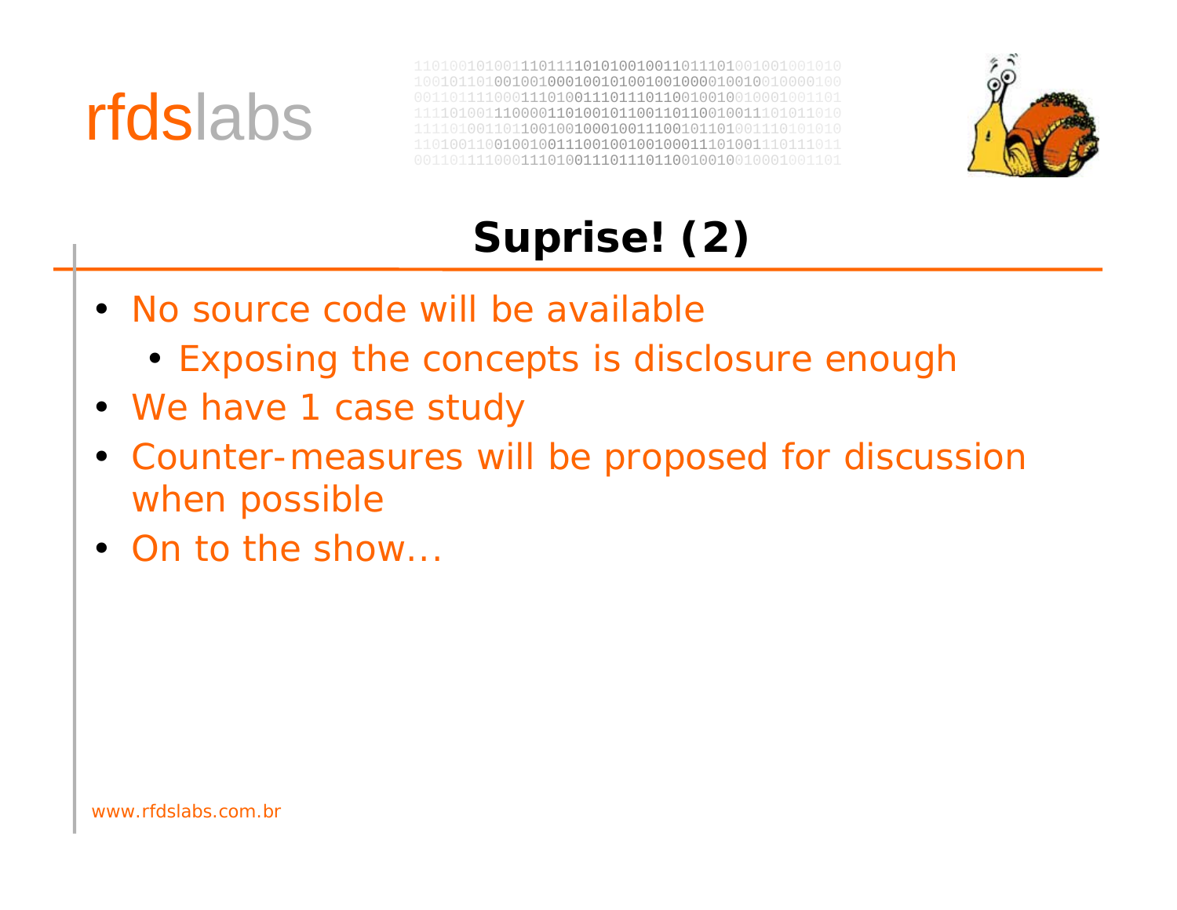# Suprise! (2)

- No source code will be available
  - Exposing the concepts is disclosure enough
- We have 1 case study
- Counter-measures will be proposed for discussion when possible
- On to the show...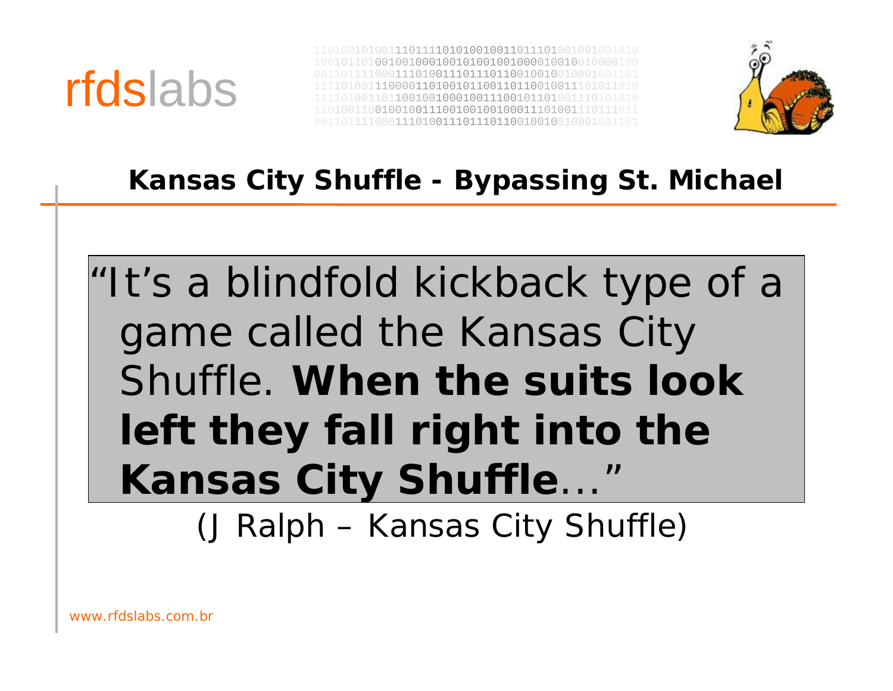## Kansas City Shuffle - Bypassing St. Michael

> "It's a blindfold kickback type of a game called the Kansas City Shuffle. **When the suits look left they fall right into the Kansas City Shuffle**…"

(J Ralph – Kansas City Shuffle)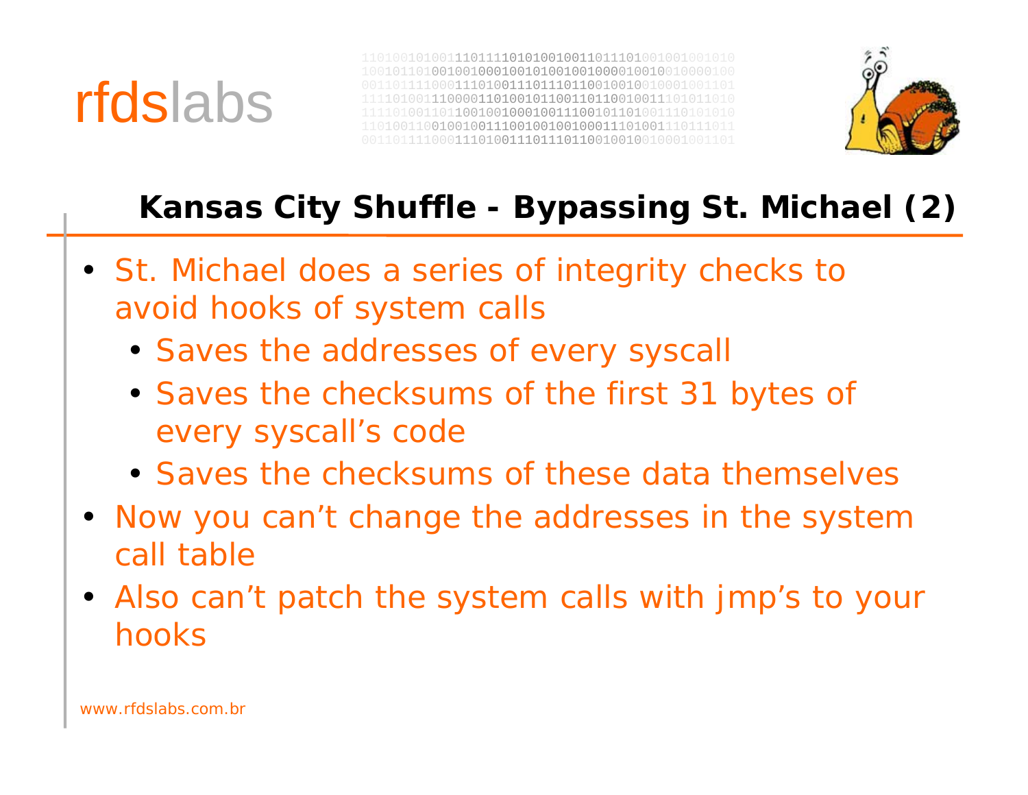## Kansas City Shuffle - Bypassing St. Michael (2)

- St. Michael does a series of integrity checks to avoid hooks of system calls
  - Saves the addresses of every syscall
  - Saves the checksums of the first 31 bytes of every syscall's code
  - Saves the checksums of these data themselves
- Now you can't change the addresses in the system call table
- Also can't patch the system calls with jmp's to your hooks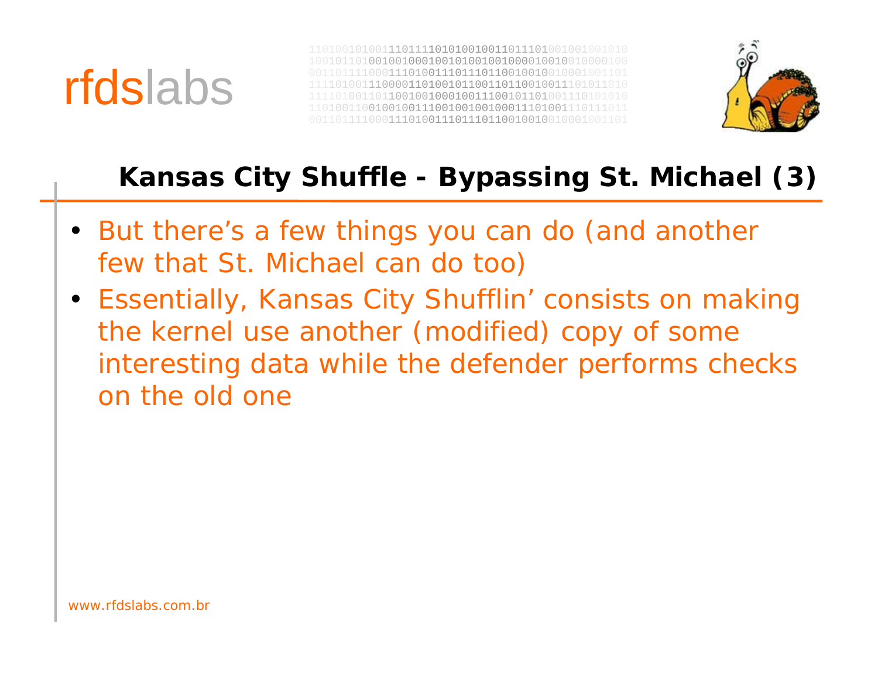## Kansas City Shuffle - Bypassing St. Michael (3)

- But there's a few things you can do (and another few that St. Michael can do too)
- Essentially, Kansas City Shufflin' consists on making the kernel use another (modified) copy of some interesting data while the defender performs checks on the old one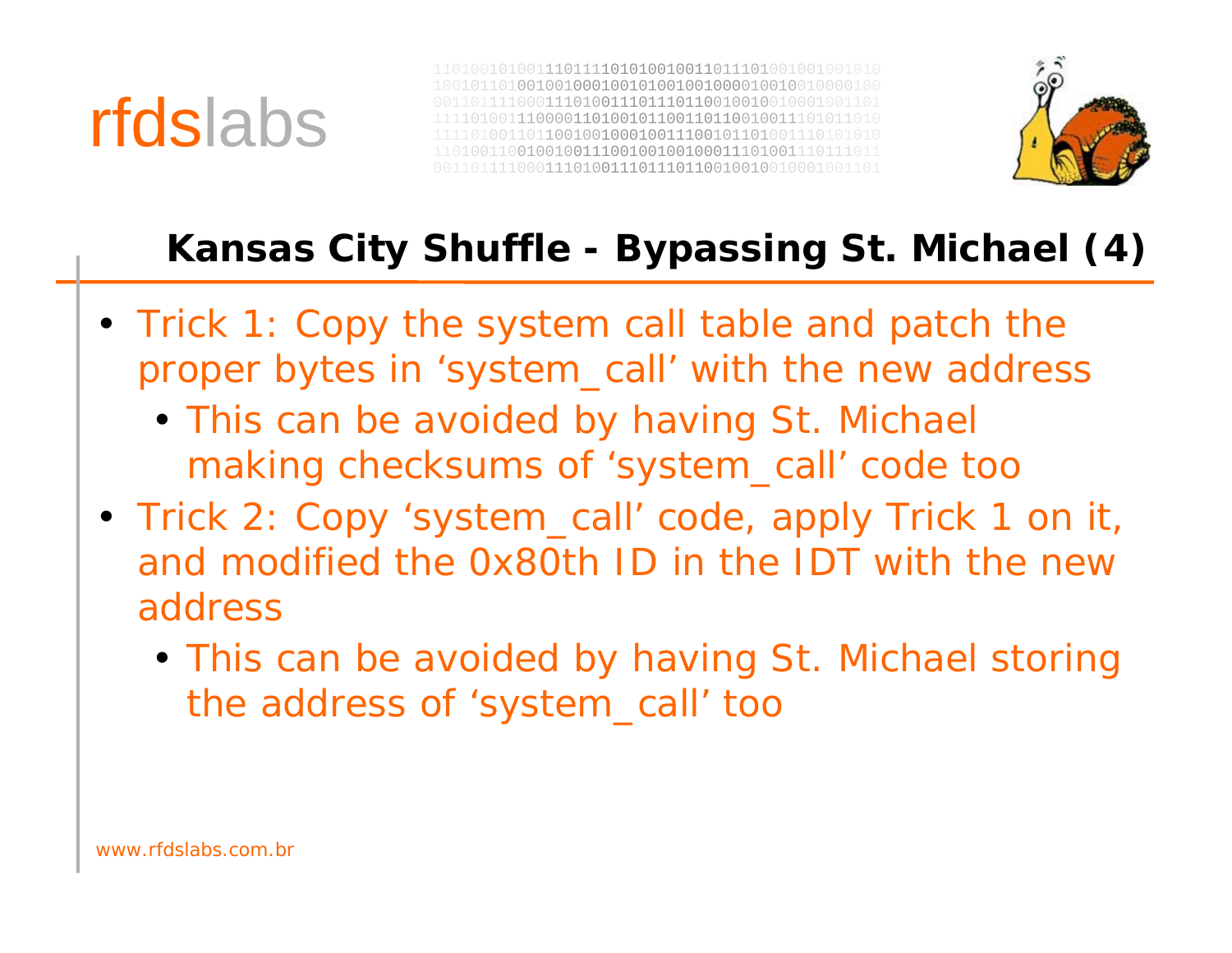## Kansas City Shuffle - Bypassing St. Michael (4)

- Trick 1: Copy the system call table and patch the proper bytes in ‘system_call’ with the new address
  - This can be avoided by having St. Michael making checksums of ‘system_call’ code too
- Trick 2: Copy ‘system_call’ code, apply Trick 1 on it, and modified the 0x80th ID in the IDT with the new address
  - This can be avoided by having St. Michael storing the address of ‘system_call’ too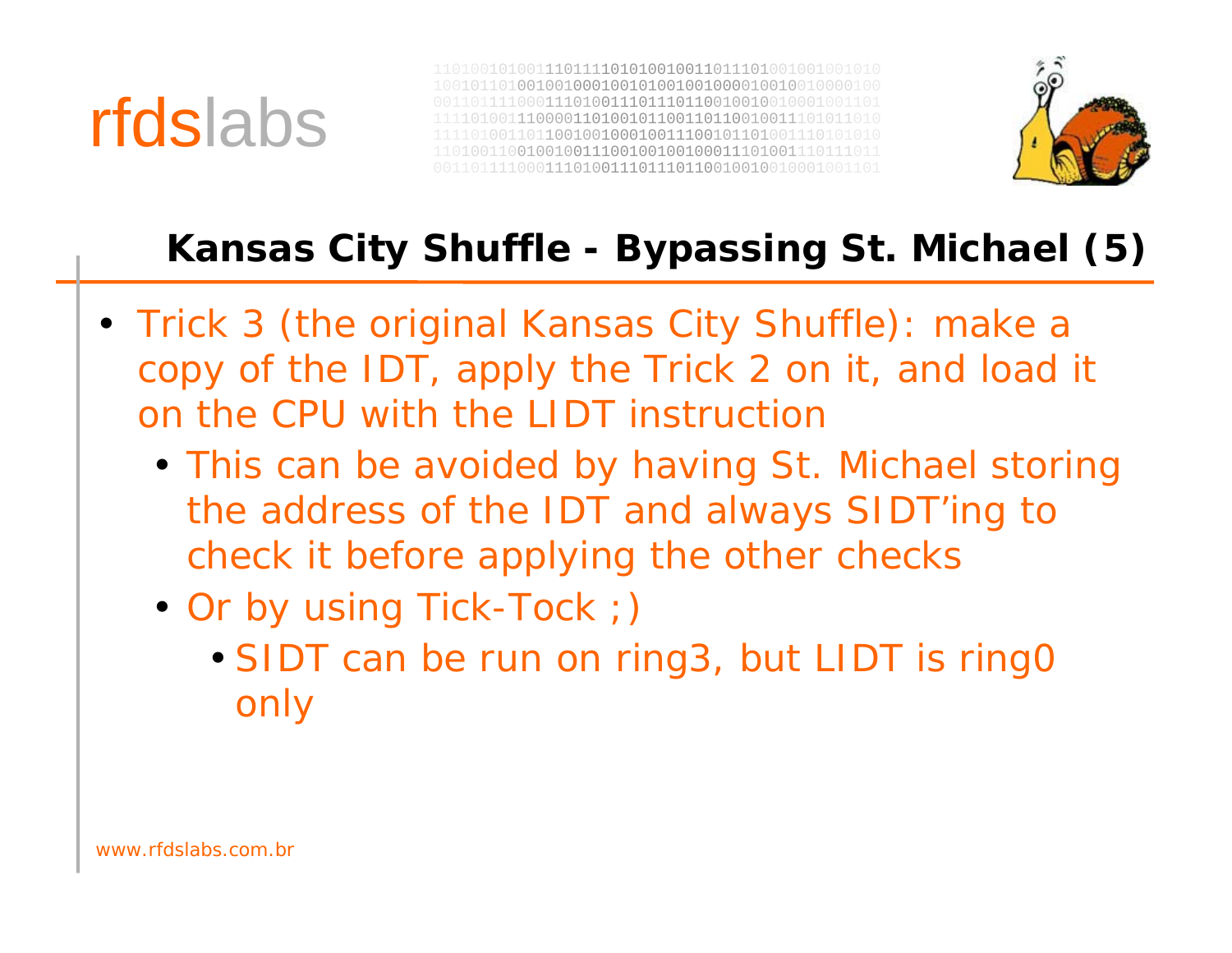## Kansas City Shuffle - Bypassing St. Michael (5)

- Trick 3 (the original Kansas City Shuffle): make a copy of the IDT, apply the Trick 2 on it, and load it on the CPU with the LIDT instruction
  - This can be avoided by having St. Michael storing the address of the IDT and always SIDT'ing to check it before applying the other checks
  - Or by using Tick-Tock ;)
    - SIDT can be run on ring3, but LIDT is ring0 only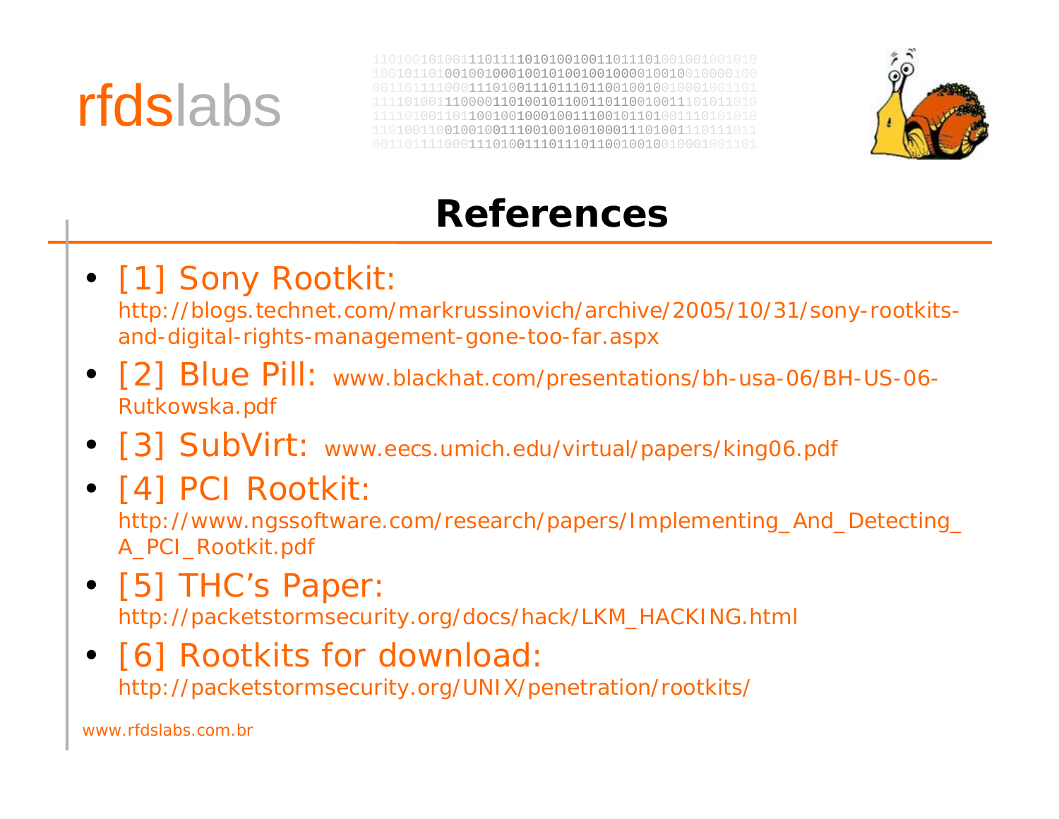# References

- [1] Sony Rootkit: http://blogs.technet.com/markrussinovich/archive/2005/10/31/sony-rootkits-and-digital-rights-management-gone-too-far.aspx
- [2] Blue Pill: www.blackhat.com/presentations/bh-usa-06/BH-US-06-Rutkowska.pdf
- [3] SubVirt: www.eecs.umich.edu/virtual/papers/king06.pdf
- [4] PCI Rootkit: http://www.ngssoftware.com/research/papers/Implementing_And_Detecting_A_PCI_Rootkit.pdf
- [5] THC's Paper: http://packetstormsecurity.org/docs/hack/LKM_HACKING.html
- [6] Rootkits for download: http://packetstormsecurity.org/UNIX/penetration/rootkits/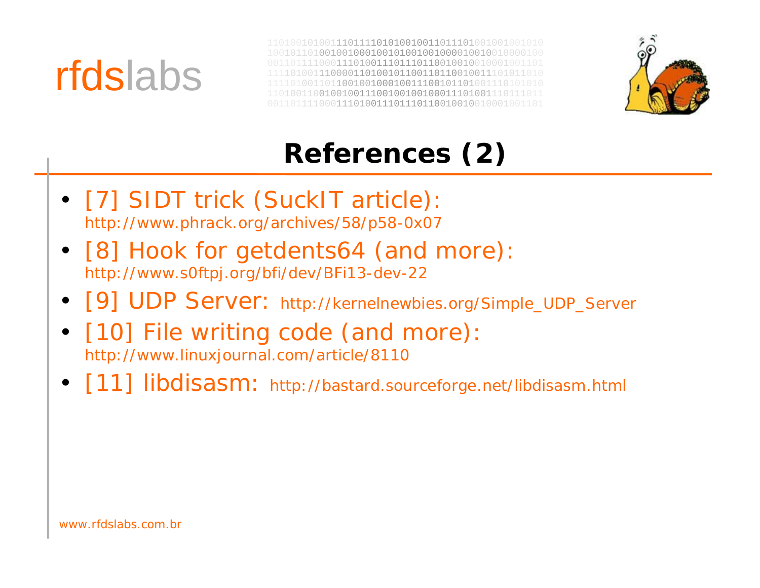# References (2)

- [7] SIDT trick (SuckIT article): http://www.phrack.org/archives/58/p58-0x07
- [8] Hook for getdents64 (and more): http://www.s0ftpj.org/bfi/dev/BFi13-dev-22
- [9] UDP Server: http://kernelnewbies.org/Simple_UDP_Server
- [10] File writing code (and more): http://www.linuxjournal.com/article/8110
- [11] libdisasm: http://bastard.sourceforge.net/libdisasm.html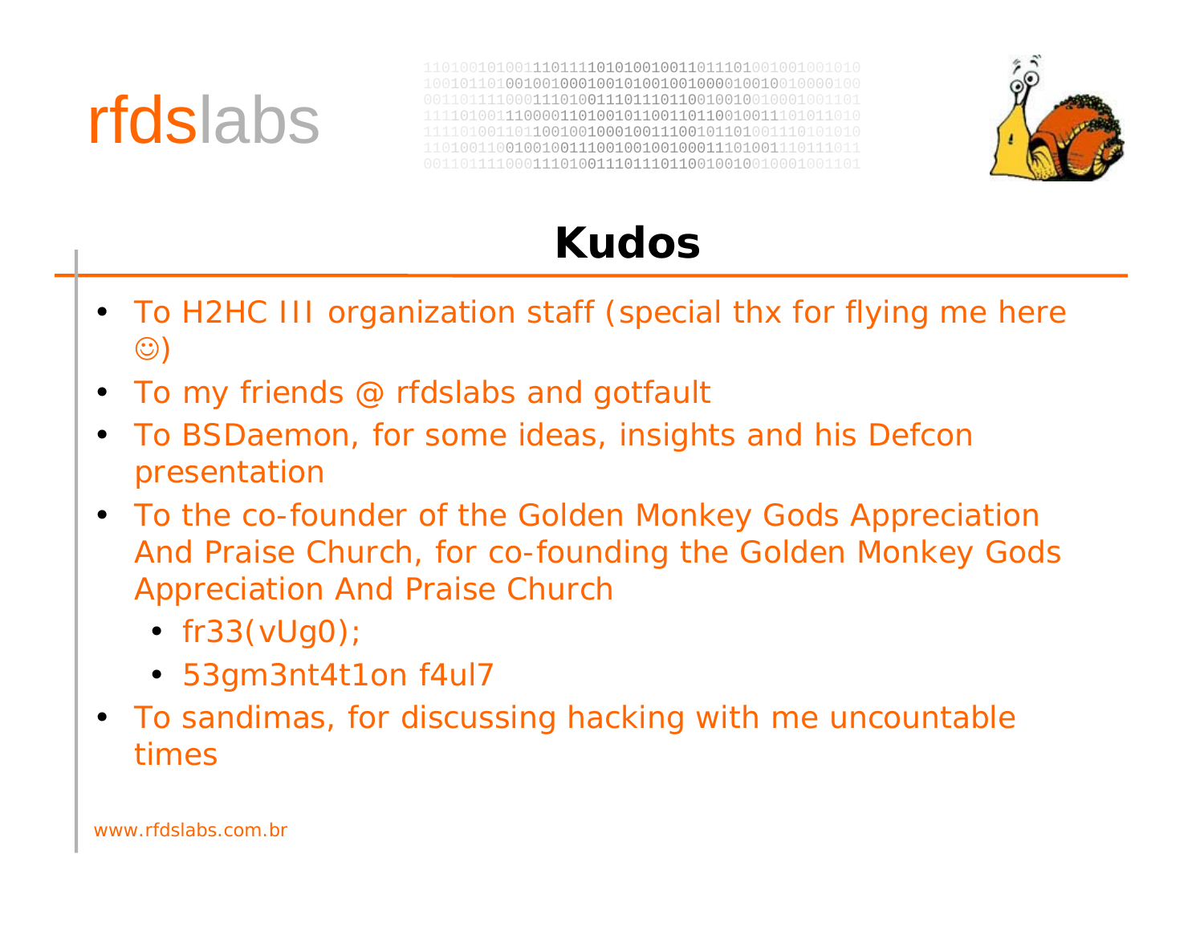# Kudos

- To H2HC III organization staff (special thx for flying me here ☺)
- To my friends @ rfdslabs and gotfault
- To BSDaemon, for some ideas, insights and his Defcon presentation
- To the co-founder of the Golden Monkey Gods Appreciation And Praise Church, for co-founding the Golden Monkey Gods Appreciation And Praise Church
  - fr33(vUg0);
  - 53gm3nt4t1on f4ul7
- To sandimas, for discussing hacking with me uncountable times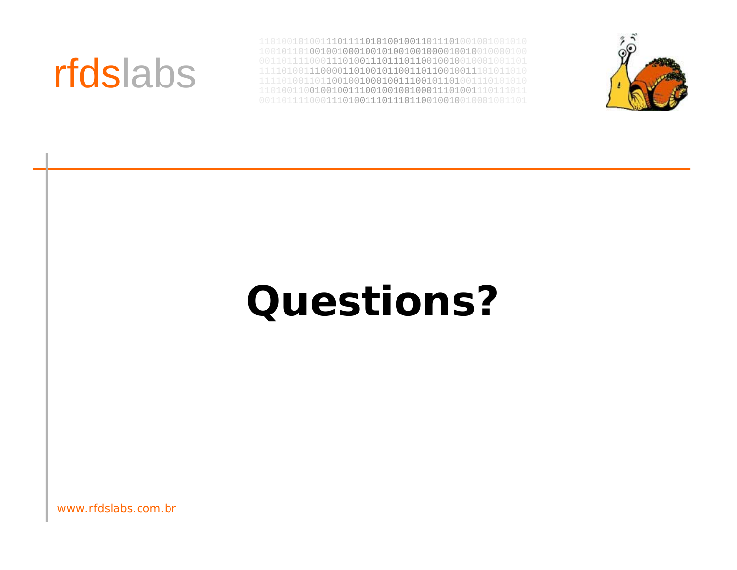# Questions?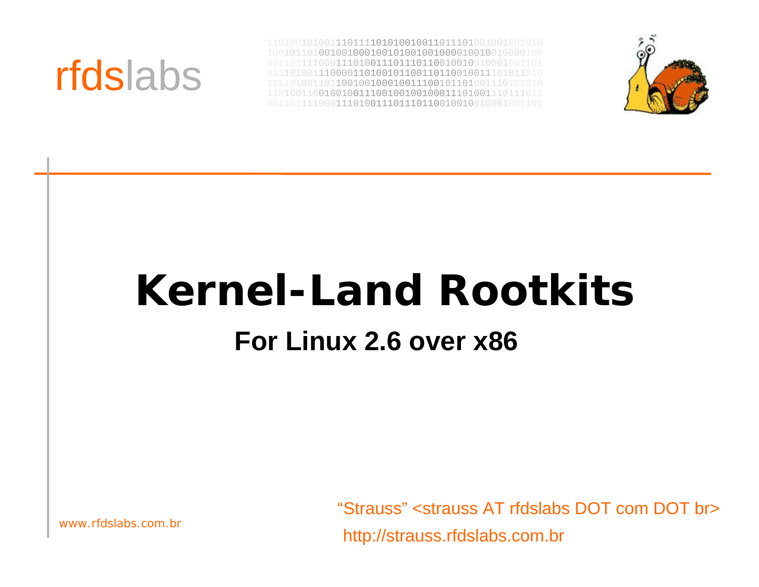rfdslabs

# Kernel-Land Rootkits

## For Linux 2.6 over x86

www.rfdslabs.com.br

“Strauss” <strauss AT rfdslabs DOT com DOT br>

http://strauss.rfdslabs.com.br